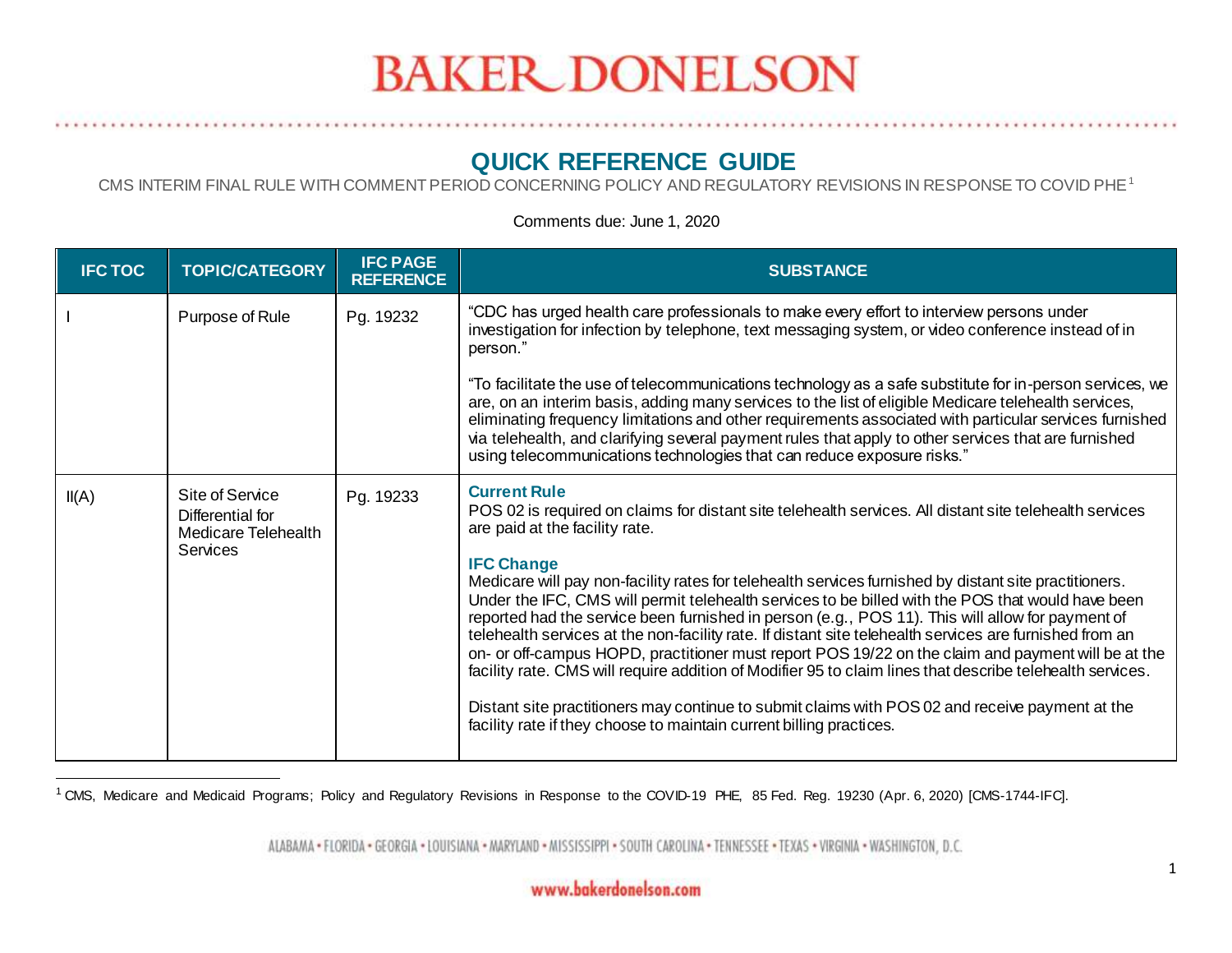# BAKER DONELSON

## QUICK REFERENCE GUIDE

CMS INTERIM FINAL RULE WITH COMMENT PERIOD CONCERNING POLICY AND REGULATORY REVISIONS IN RESPONSE TO COVID PHE[1]

Comments due: June 1, 2020

| IFC TOC | TOPIC/CATEGORY | IFC PAGE REFERENCE | SUBSTANCE |
|---|---|---|---|
| I | Purpose of Rule | Pg. 19232 | "CDC has urged health care professionals to make every effort to interview persons under investigation for infection by telephone, text messaging system, or video conference instead of in person."<br><br>"To facilitate the use of telecommunications technology as a safe substitute for in-person services, we are, on an interim basis, adding many services to the list of eligible Medicare telehealth services, eliminating frequency limitations and other requirements associated with particular services furnished via telehealth, and clarifying several payment rules that apply to other services that are furnished using telecommunications technologies that can reduce exposure risks." |
| II(A) | Site of Service Differential for Medicare Telehealth Services | Pg. 19233 | **Current Rule**<br>POS 02 is required on claims for distant site telehealth services. All distant site telehealth services are paid at the facility rate.<br><br>**IFC Change**<br>Medicare will pay non-facility rates for telehealth services furnished by distant site practitioners. Under the IFC, CMS will permit telehealth services to be billed with the POS that would have been reported had the service been furnished in person (e.g., POS 11). This will allow for payment of telehealth services at the non-facility rate. If distant site telehealth services are furnished from an on- or off-campus HOPD, practitioner must report POS 19/22 on the claim and payment will be at the facility rate. CMS will require addition of Modifier 95 to claim lines that describe telehealth services.<br><br>Distant site practitioners may continue to submit claims with POS 02 and receive payment at the facility rate if they choose to maintain current billing practices. |

[1] CMS, Medicare and Medicaid Programs; Policy and Regulatory Revisions in Response to the COVID-19 PHE, 85 Fed. Reg. 19230 (Apr. 6, 2020) [CMS-1744-IFC].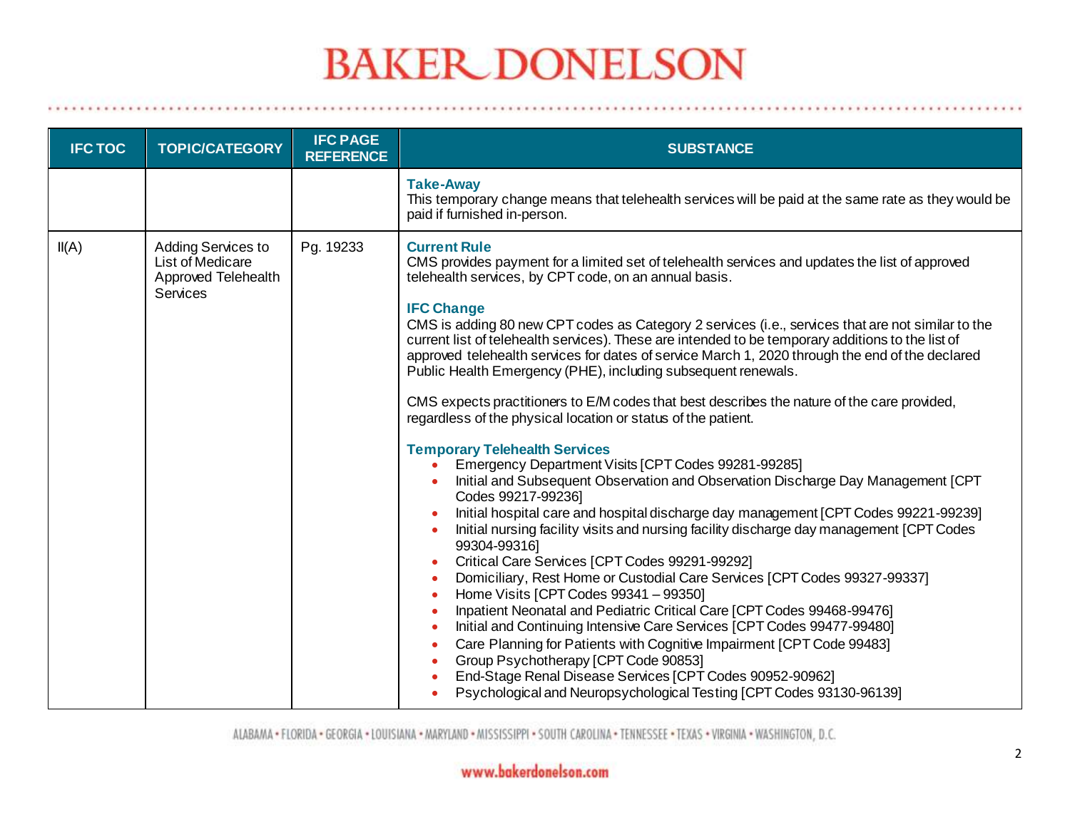| IFC TOC | TOPIC/CATEGORY | IFC PAGE REFERENCE | SUBSTANCE |
|---|---|---|---|
| | | | **Take-Away**<br>This temporary change means that telehealth services will be paid at the same rate as they would be paid if furnished in-person. |
| II(A) | Adding Services to List of Medicare Approved Telehealth Services | Pg. 19233 | **Current Rule**<br>CMS provides payment for a limited set of telehealth services and updates the list of approved telehealth services, by CPT code, on an annual basis.<br><br>**IFC Change**<br>CMS is adding 80 new CPT codes as Category 2 services (i.e., services that are not similar to the current list of telehealth services). These are intended to be temporary additions to the list of approved telehealth services for dates of service March 1, 2020 through the end of the declared Public Health Emergency (PHE), including subsequent renewals.<br><br>CMS expects practitioners to E/M codes that best describes the nature of the care provided, regardless of the physical location or status of the patient.<br><br>**Temporary Telehealth Services**<br>• Emergency Department Visits [CPT Codes 99281-99285]<br>• Initial and Subsequent Observation and Observation Discharge Day Management [CPT Codes 99217-99236]<br>• Initial hospital care and hospital discharge day management [CPT Codes 99221-99239]<br>• Initial nursing facility visits and nursing facility discharge day management [CPT Codes 99304-99316]<br>• Critical Care Services [CPT Codes 99291-99292]<br>• Domiciliary, Rest Home or Custodial Care Services [CPT Codes 99327-99337]<br>• Home Visits [CPT Codes 99341 – 99350]<br>• Inpatient Neonatal and Pediatric Critical Care [CPT Codes 99468-99476]<br>• Initial and Continuing Intensive Care Services [CPT Codes 99477-99480]<br>• Care Planning for Patients with Cognitive Impairment [CPT Code 99483]<br>• Group Psychotherapy [CPT Code 90853]<br>• End-Stage Renal Disease Services [CPT Codes 90952-90962]<br>• Psychological and Neuropsychological Testing [CPT Codes 93130-96139] |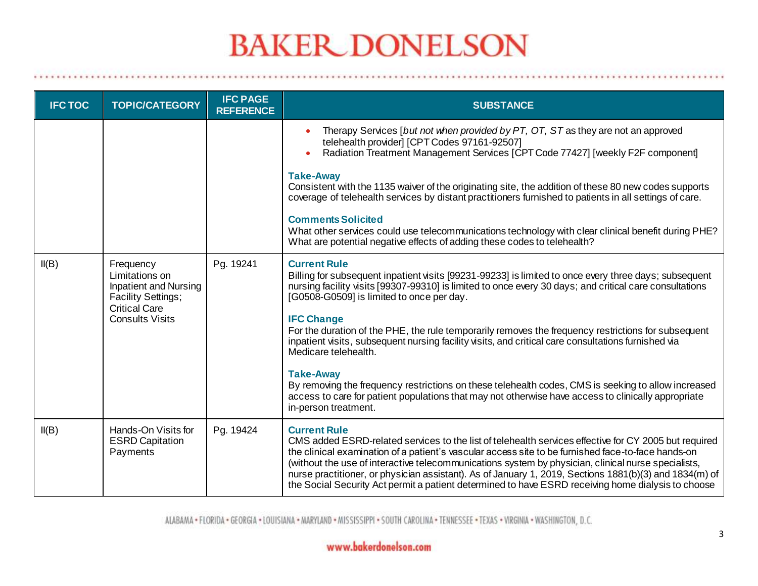| IFC TOC | TOPIC/CATEGORY | IFC PAGE REFERENCE | SUBSTANCE |
|---|---|---|---|
| | | | • Therapy Services [*but not when provided by PT, OT, ST* as they are not an approved telehealth provider] [CPT Codes 97161-92507]<br>• Radiation Treatment Management Services [CPT Code 77427] [weekly F2F component]<br><br>**Take-Away**<br>Consistent with the 1135 waiver of the originating site, the addition of these 80 new codes supports coverage of telehealth services by distant practitioners furnished to patients in all settings of care.<br><br>**Comments Solicited**<br>What other services could use telecommunications technology with clear clinical benefit during PHE? What are potential negative effects of adding these codes to telehealth? |
| II(B) | Frequency Limitations on Inpatient and Nursing Facility Settings; Critical Care Consults Visits | Pg. 19241 | **Current Rule**<br>Billing for subsequent inpatient visits [99231-99233] is limited to once every three days; subsequent nursing facility visits [99307-99310] is limited to once every 30 days; and critical care consultations [G0508-G0509] is limited to once per day.<br><br>**IFC Change**<br>For the duration of the PHE, the rule temporarily removes the frequency restrictions for subsequent inpatient visits, subsequent nursing facility visits, and critical care consultations furnished via Medicare telehealth.<br><br>**Take-Away**<br>By removing the frequency restrictions on these telehealth codes, CMS is seeking to allow increased access to care for patient populations that may not otherwise have access to clinically appropriate in-person treatment. |
| II(B) | Hands-On Visits for ESRD Capitation Payments | Pg. 19424 | **Current Rule**<br>CMS added ESRD-related services to the list of telehealth services effective for CY 2005 but required the clinical examination of a patient's vascular access site to be furnished face-to-face hands-on (without the use of interactive telecommunications system by physician, clinical nurse specialists, nurse practitioner, or physician assistant). As of January 1, 2019, Sections 1881(b)(3) and 1834(m) of the Social Security Act permit a patient determined to have ESRD receiving home dialysis to choose |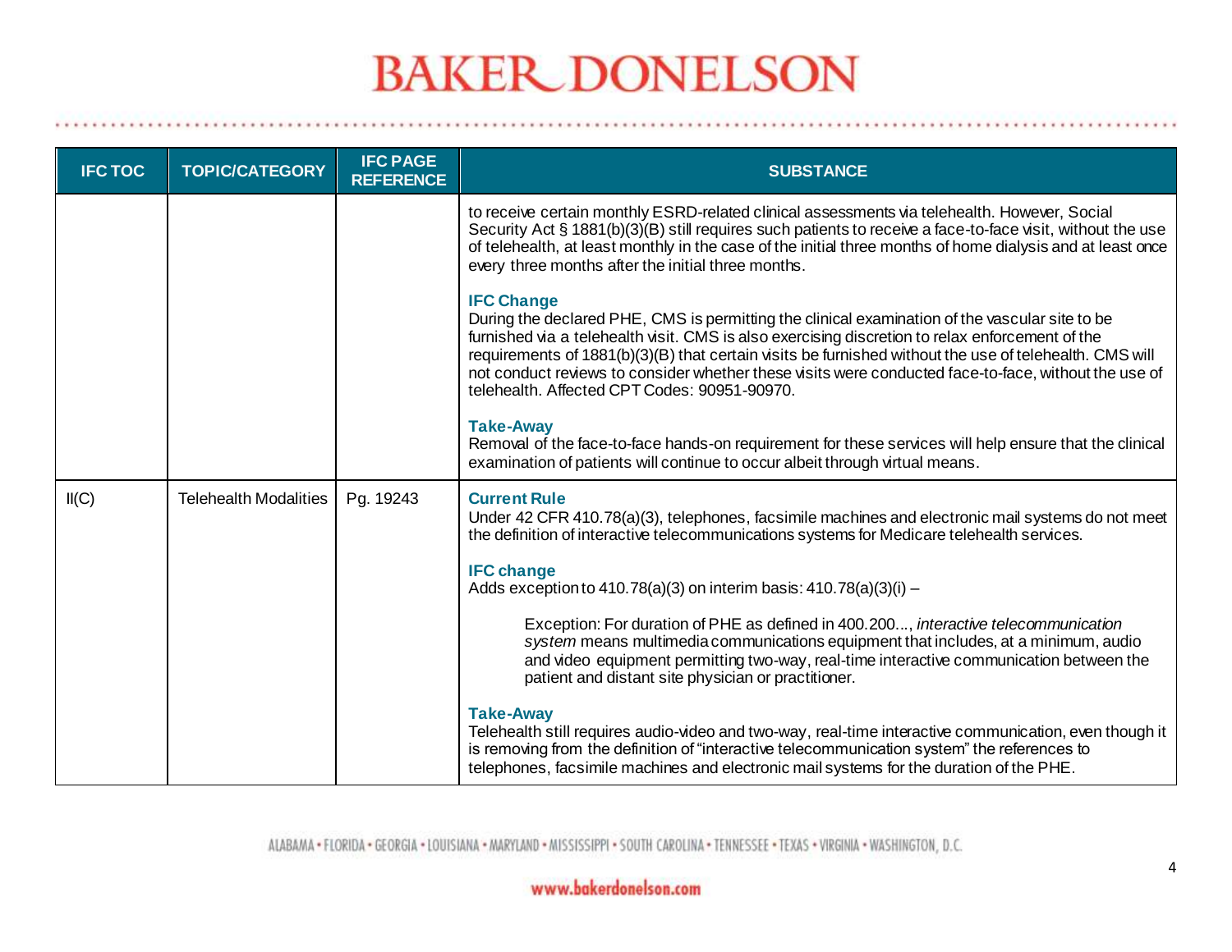| IFC TOC | TOPIC/CATEGORY | IFC PAGE REFERENCE | SUBSTANCE |
|---|---|---|---|
| | | | to receive certain monthly ESRD-related clinical assessments via telehealth. However, Social Security Act § 1881(b)(3)(B) still requires such patients to receive a face-to-face visit, without the use of telehealth, at least monthly in the case of the initial three months of home dialysis and at least once every three months after the initial three months.<br><br>**IFC Change**<br>During the declared PHE, CMS is permitting the clinical examination of the vascular site to be furnished via a telehealth visit. CMS is also exercising discretion to relax enforcement of the requirements of 1881(b)(3)(B) that certain visits be furnished without the use of telehealth. CMS will not conduct reviews to consider whether these visits were conducted face-to-face, without the use of telehealth. Affected CPT Codes: 90951-90970.<br><br>**Take-Away**<br>Removal of the face-to-face hands-on requirement for these services will help ensure that the clinical examination of patients will continue to occur albeit through virtual means. |
| II(C) | Telehealth Modalities | Pg. 19243 | **Current Rule**<br>Under 42 CFR 410.78(a)(3), telephones, facsimile machines and electronic mail systems do not meet the definition of interactive telecommunications systems for Medicare telehealth services.<br><br>**IFC change**<br>Adds exception to 410.78(a)(3) on interim basis: 410.78(a)(3)(i) –<br><br>Exception: For duration of PHE as defined in 400.200..., *interactive telecommunication system* means multimedia communications equipment that includes, at a minimum, audio and video equipment permitting two-way, real-time interactive communication between the patient and distant site physician or practitioner.<br><br>**Take-Away**<br>Telehealth still requires audio-video and two-way, real-time interactive communication, even though it is removing from the definition of "interactive telecommunication system" the references to telephones, facsimile machines and electronic mail systems for the duration of the PHE. |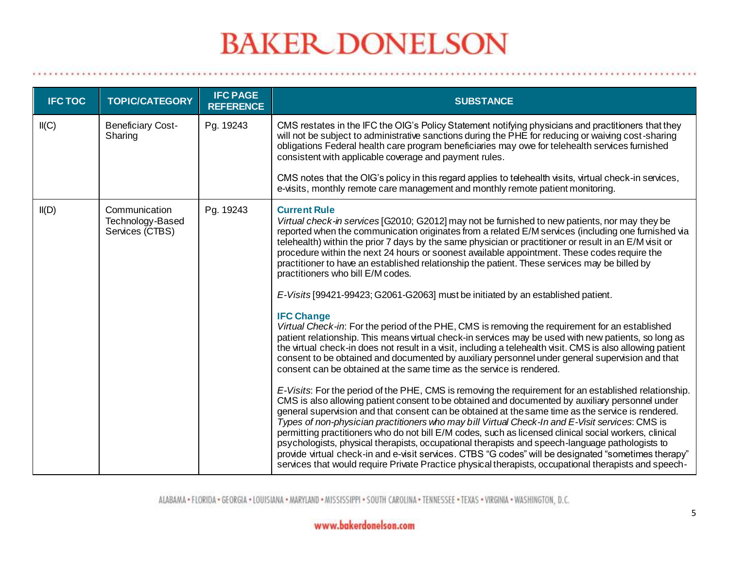| IFC TOC | TOPIC/CATEGORY | IFC PAGE REFERENCE | SUBSTANCE |
|---|---|---|---|
| II(C) | Beneficiary Cost-Sharing | Pg. 19243 | CMS restates in the IFC the OIG's Policy Statement notifying physicians and practitioners that they will not be subject to administrative sanctions during the PHE for reducing or waiving cost-sharing obligations Federal health care program beneficiaries may owe for telehealth services furnished consistent with applicable coverage and payment rules.<br><br>CMS notes that the OIG's policy in this regard applies to telehealth visits, virtual check-in services, e-visits, monthly remote care management and monthly remote patient monitoring. |
| II(D) | Communication Technology-Based Services (CTBS) | Pg. 19243 | **Current Rule**<br>*Virtual check-in services* [G2010; G2012] may not be furnished to new patients, nor may they be reported when the communication originates from a related E/M services (including one furnished via telehealth) within the prior 7 days by the same physician or practitioner or result in an E/M visit or procedure within the next 24 hours or soonest available appointment. These codes require the practitioner to have an established relationship the patient. These services may be billed by practitioners who bill E/M codes.<br><br>*E-Visits* [99421-99423; G2061-G2063] must be initiated by an established patient.<br><br>**IFC Change**<br>*Virtual Check-in*: For the period of the PHE, CMS is removing the requirement for an established patient relationship. This means virtual check-in services may be used with new patients, so long as the virtual check-in does not result in a visit, including a telehealth visit. CMS is also allowing patient consent to be obtained and documented by auxiliary personnel under general supervision and that consent can be obtained at the same time as the service is rendered.<br><br>*E-Visits*: For the period of the PHE, CMS is removing the requirement for an established relationship. CMS is also allowing patient consent to be obtained and documented by auxiliary personnel under general supervision and that consent can be obtained at the same time as the service is rendered.<br>*Types of non-physician practitioners who may bill Virtual Check-In and E-Visit services*: CMS is permitting practitioners who do not bill E/M codes, such as licensed clinical social workers, clinical psychologists, physical therapists, occupational therapists and speech-language pathologists to provide virtual check-in and e-visit services. CTBS "G codes" will be designated "sometimes therapy" services that would require Private Practice physical therapists, occupational therapists and speech- |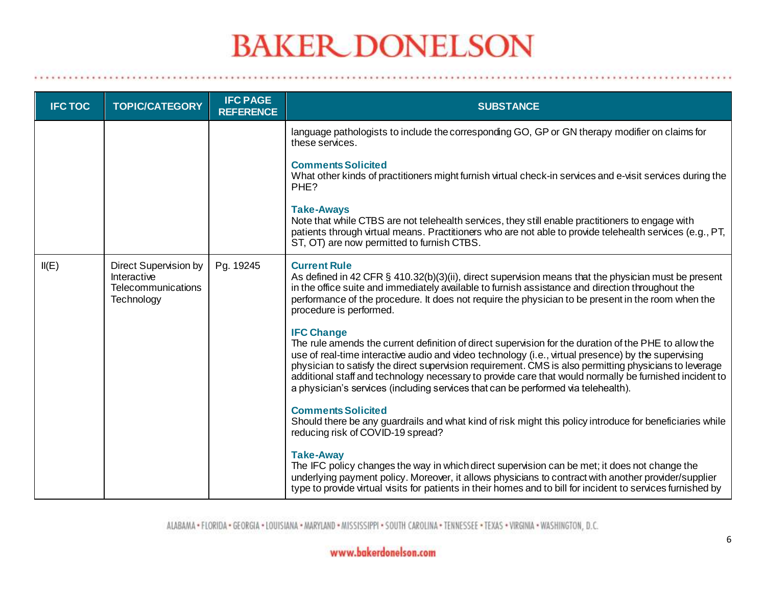| IFC TOC | TOPIC/CATEGORY | IFC PAGE REFERENCE | SUBSTANCE |
|---|---|---|---|
| | | | language pathologists to include the corresponding GO, GP or GN therapy modifier on claims for these services.<br><br>**Comments Solicited**<br>What other kinds of practitioners might furnish virtual check-in services and e-visit services during the PHE?<br><br>**Take-Aways**<br>Note that while CTBS are not telehealth services, they still enable practitioners to engage with patients through virtual means. Practitioners who are not able to provide telehealth services (e.g., PT, ST, OT) are now permitted to furnish CTBS. |
| II(E) | Direct Supervision by Interactive Telecommunications Technology | Pg. 19245 | **Current Rule**<br>As defined in 42 CFR § 410.32(b)(3)(ii), direct supervision means that the physician must be present in the office suite and immediately available to furnish assistance and direction throughout the performance of the procedure. It does not require the physician to be present in the room when the procedure is performed.<br><br>**IFC Change**<br>The rule amends the current definition of direct supervision for the duration of the PHE to allow the use of real-time interactive audio and video technology (i.e., virtual presence) by the supervising physician to satisfy the direct supervision requirement. CMS is also permitting physicians to leverage additional staff and technology necessary to provide care that would normally be furnished incident to a physician's services (including services that can be performed via telehealth).<br><br>**Comments Solicited**<br>Should there be any guardrails and what kind of risk might this policy introduce for beneficiaries while reducing risk of COVID-19 spread?<br><br>**Take-Away**<br>The IFC policy changes the way in which direct supervision can be met; it does not change the underlying payment policy. Moreover, it allows physicians to contract with another provider/supplier type to provide virtual visits for patients in their homes and to bill for incident to services furnished by |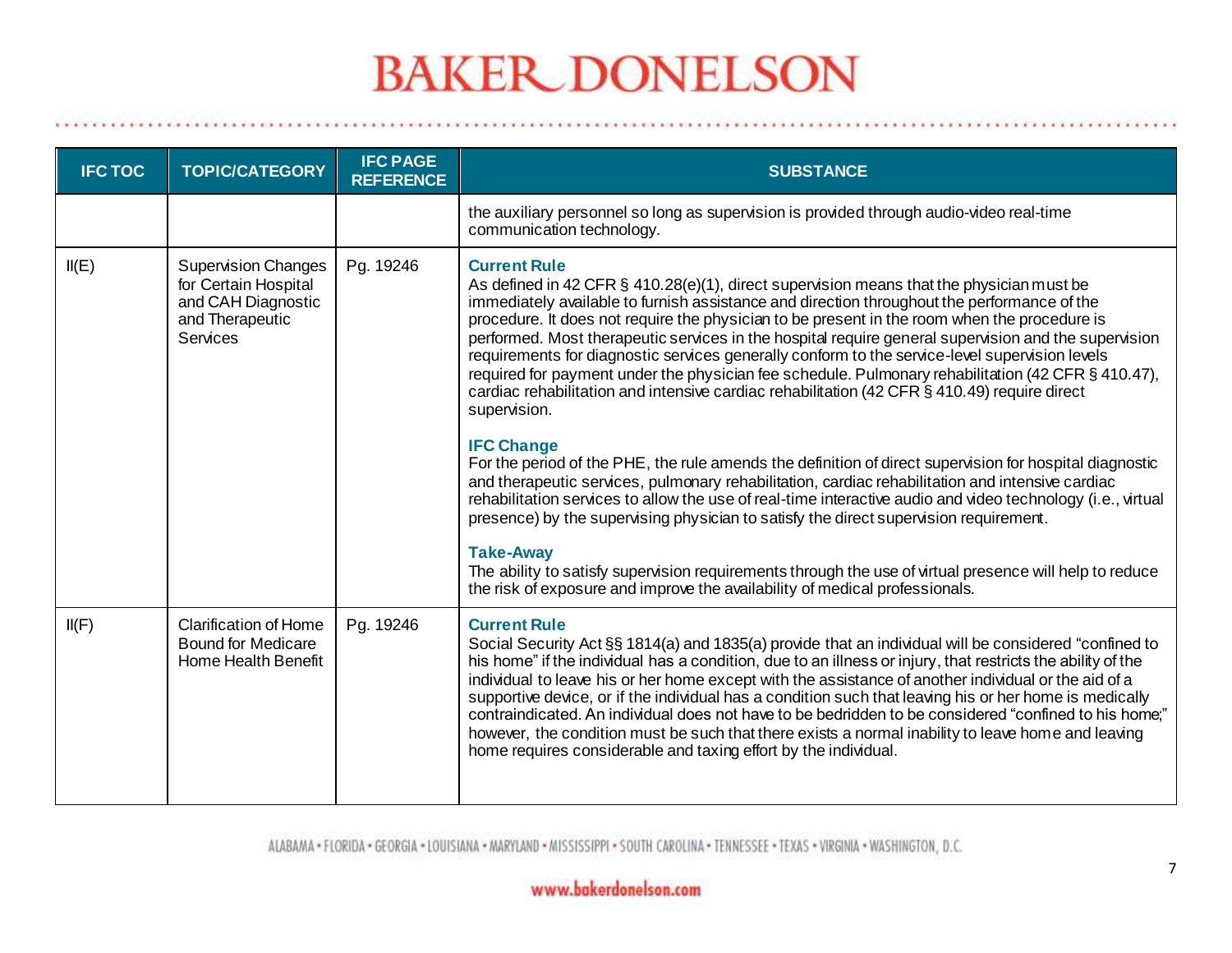| IFC TOC | TOPIC/CATEGORY | IFC PAGE REFERENCE | SUBSTANCE |
|---|---|---|---|
| | | | the auxiliary personnel so long as supervision is provided through audio-video real-time communication technology. |
| II(E) | Supervision Changes for Certain Hospital and CAH Diagnostic and Therapeutic Services | Pg. 19246 | **Current Rule**<br>As defined in 42 CFR § 410.28(e)(1), direct supervision means that the physician must be immediately available to furnish assistance and direction throughout the performance of the procedure. It does not require the physician to be present in the room when the procedure is performed. Most therapeutic services in the hospital require general supervision and the supervision requirements for diagnostic services generally conform to the service-level supervision levels required for payment under the physician fee schedule. Pulmonary rehabilitation (42 CFR § 410.47), cardiac rehabilitation and intensive cardiac rehabilitation (42 CFR § 410.49) require direct supervision.<br><br>**IFC Change**<br>For the period of the PHE, the rule amends the definition of direct supervision for hospital diagnostic and therapeutic services, pulmonary rehabilitation, cardiac rehabilitation and intensive cardiac rehabilitation services to allow the use of real-time interactive audio and video technology (i.e., virtual presence) by the supervising physician to satisfy the direct supervision requirement.<br><br>**Take-Away**<br>The ability to satisfy supervision requirements through the use of virtual presence will help to reduce the risk of exposure and improve the availability of medical professionals. |
| II(F) | Clarification of Home Bound for Medicare Home Health Benefit | Pg. 19246 | **Current Rule**<br>Social Security Act §§ 1814(a) and 1835(a) provide that an individual will be considered "confined to his home" if the individual has a condition, due to an illness or injury, that restricts the ability of the individual to leave his or her home except with the assistance of another individual or the aid of a supportive device, or if the individual has a condition such that leaving his or her home is medically contraindicated. An individual does not have to be bedridden to be considered "confined to his home;" however, the condition must be such that there exists a normal inability to leave home and leaving home requires considerable and taxing effort by the individual. |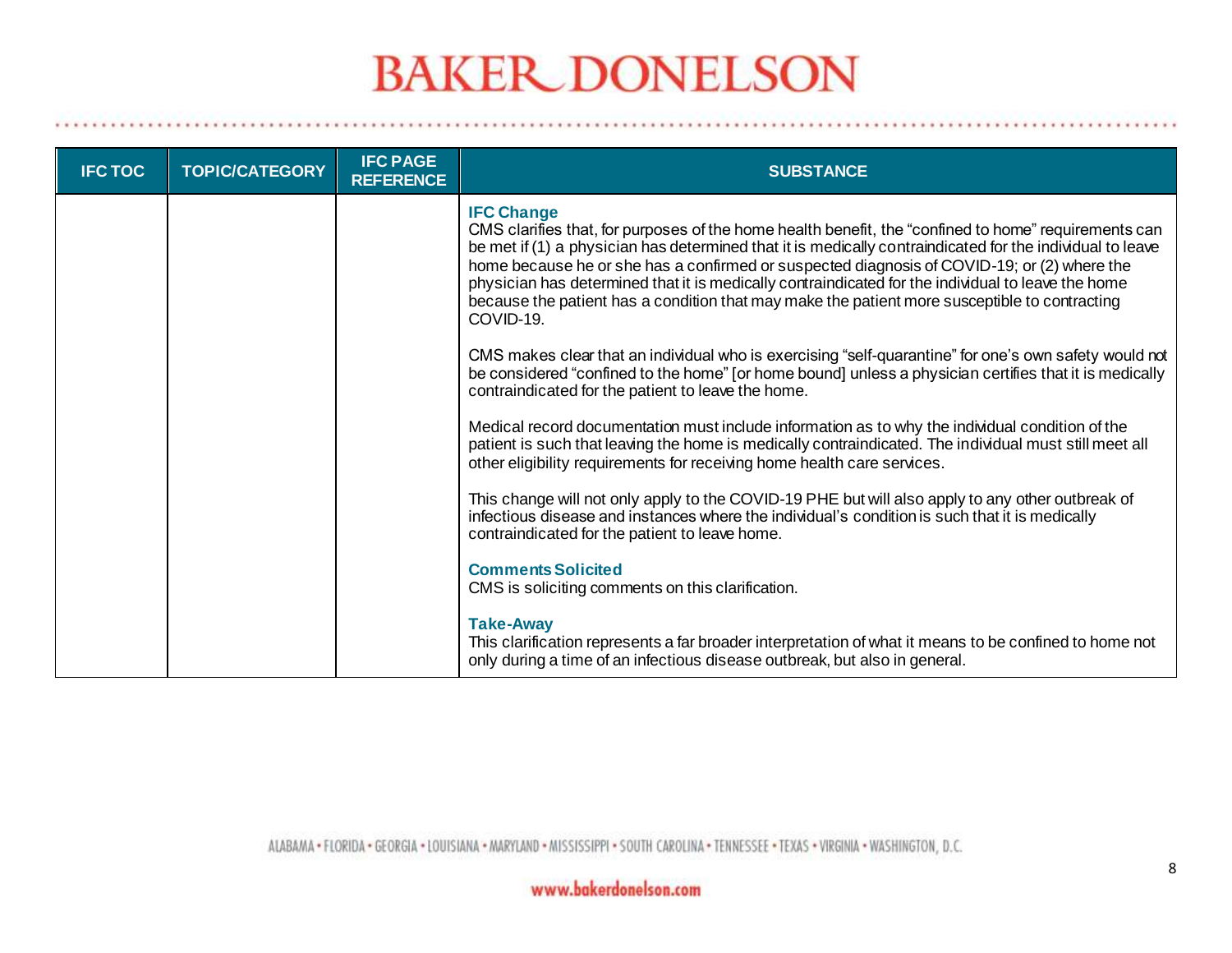| IFC TOC | TOPIC/CATEGORY | IFC PAGE REFERENCE | SUBSTANCE |
|---|---|---|---|
| | | | **IFC Change**<br>CMS clarifies that, for purposes of the home health benefit, the "confined to home" requirements can be met if (1) a physician has determined that it is medically contraindicated for the individual to leave home because he or she has a confirmed or suspected diagnosis of COVID-19; or (2) where the physician has determined that it is medically contraindicated for the individual to leave the home because the patient has a condition that may make the patient more susceptible to contracting COVID-19.<br><br>CMS makes clear that an individual who is exercising "self-quarantine" for one's own safety would not be considered "confined to the home" [or home bound] unless a physician certifies that it is medically contraindicated for the patient to leave the home.<br><br>Medical record documentation must include information as to why the individual condition of the patient is such that leaving the home is medically contraindicated. The individual must still meet all other eligibility requirements for receiving home health care services.<br><br>This change will not only apply to the COVID-19 PHE but will also apply to any other outbreak of infectious disease and instances where the individual's condition is such that it is medically contraindicated for the patient to leave home.<br><br>**Comments Solicited**<br>CMS is soliciting comments on this clarification.<br><br>**Take-Away**<br>This clarification represents a far broader interpretation of what it means to be confined to home not only during a time of an infectious disease outbreak, but also in general. |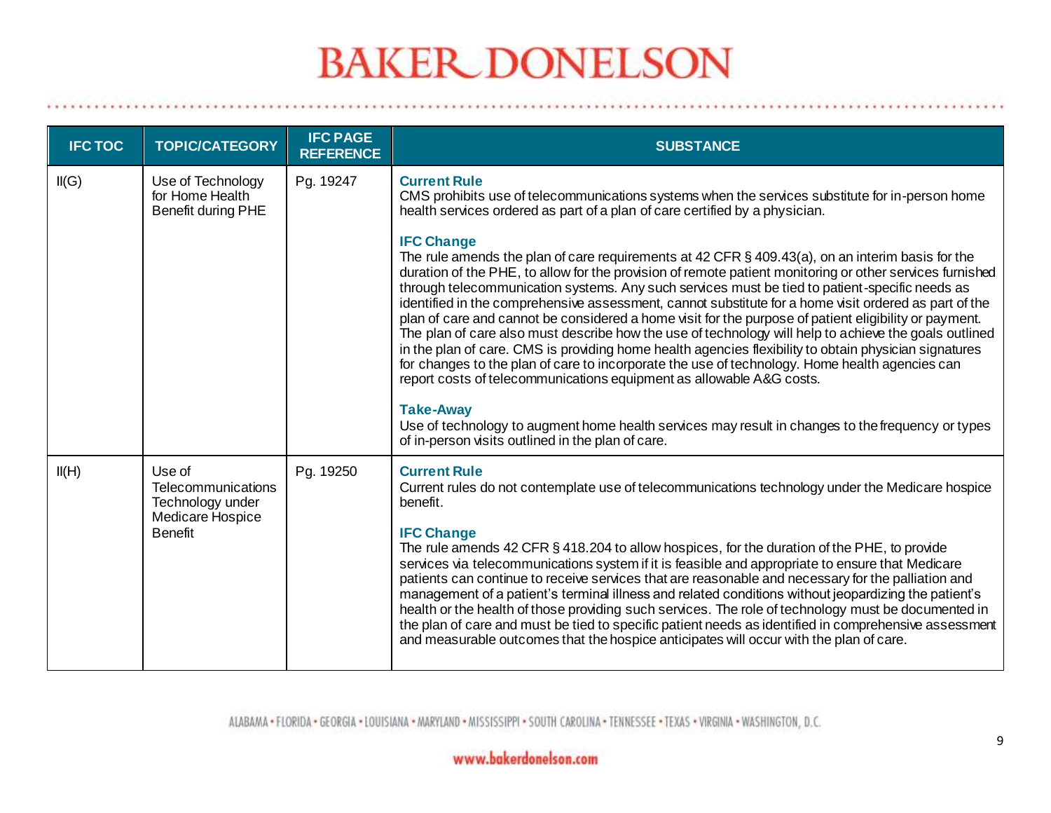| IFC TOC | TOPIC/CATEGORY | IFC PAGE REFERENCE | SUBSTANCE |
|---|---|---|---|
| II(G) | Use of Technology for Home Health Benefit during PHE | Pg. 19247 | **Current Rule**<br>CMS prohibits use of telecommunications systems when the services substitute for in-person home health services ordered as part of a plan of care certified by a physician.<br><br>**IFC Change**<br>The rule amends the plan of care requirements at 42 CFR § 409.43(a), on an interim basis for the duration of the PHE, to allow for the provision of remote patient monitoring or other services furnished through telecommunication systems. Any such services must be tied to patient-specific needs as identified in the comprehensive assessment, cannot substitute for a home visit ordered as part of the plan of care and cannot be considered a home visit for the purpose of patient eligibility or payment. The plan of care also must describe how the use of technology will help to achieve the goals outlined in the plan of care. CMS is providing home health agencies flexibility to obtain physician signatures for changes to the plan of care to incorporate the use of technology. Home health agencies can report costs of telecommunications equipment as allowable A&G costs.<br><br>**Take-Away**<br>Use of technology to augment home health services may result in changes to the frequency or types of in-person visits outlined in the plan of care. |
| II(H) | Use of Telecommunications Technology under Medicare Hospice Benefit | Pg. 19250 | **Current Rule**<br>Current rules do not contemplate use of telecommunications technology under the Medicare hospice benefit.<br><br>**IFC Change**<br>The rule amends 42 CFR § 418.204 to allow hospices, for the duration of the PHE, to provide services via telecommunications system if it is feasible and appropriate to ensure that Medicare patients can continue to receive services that are reasonable and necessary for the palliation and management of a patient's terminal illness and related conditions without jeopardizing the patient's health or the health of those providing such services. The role of technology must be documented in the plan of care and must be tied to specific patient needs as identified in comprehensive assessment and measurable outcomes that the hospice anticipates will occur with the plan of care. |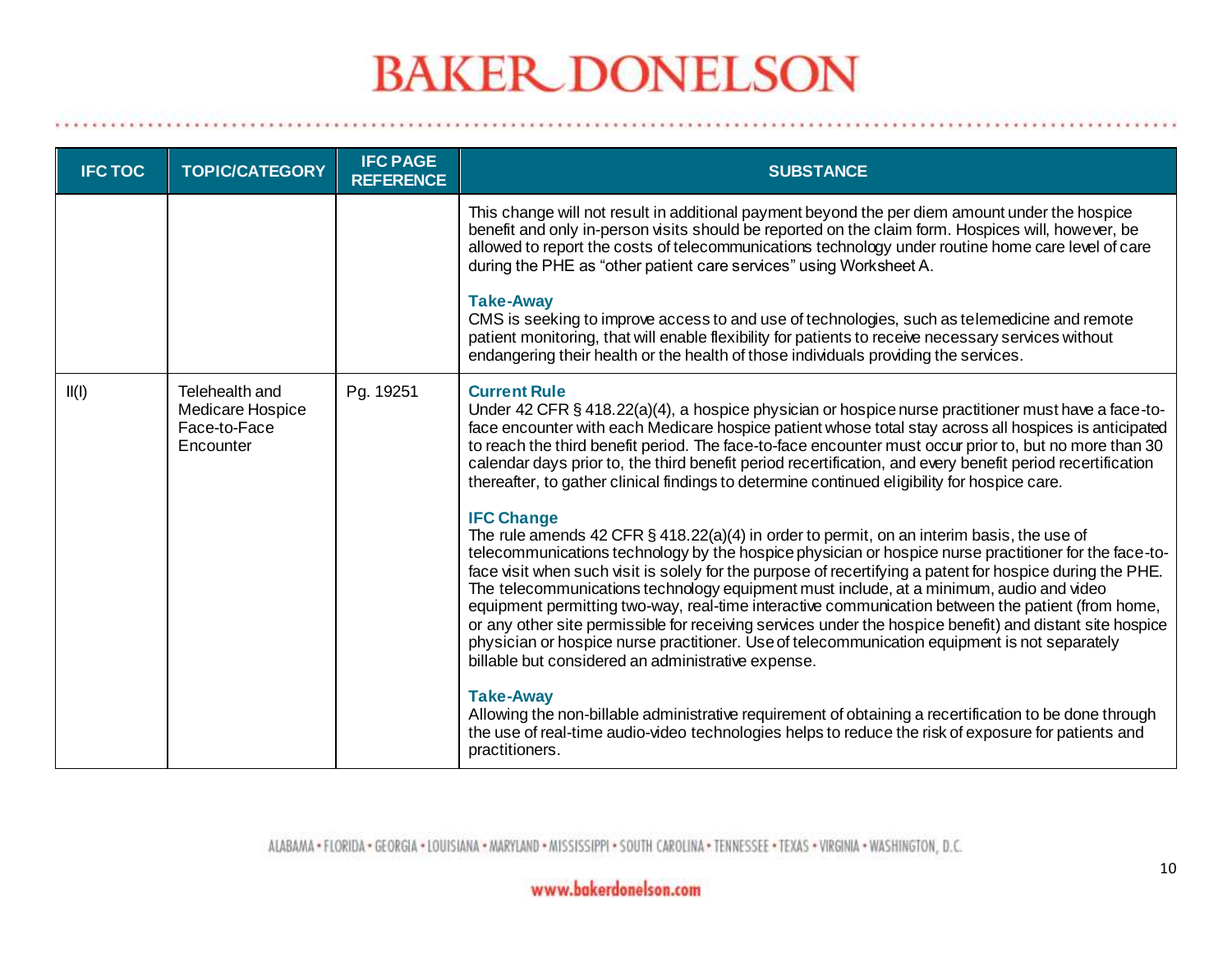| IFC TOC | TOPIC/CATEGORY | IFC PAGE REFERENCE | SUBSTANCE |
|---|---|---|---|
| | | | This change will not result in additional payment beyond the per diem amount under the hospice benefit and only in-person visits should be reported on the claim form. Hospices will, however, be allowed to report the costs of telecommunications technology under routine home care level of care during the PHE as "other patient care services" using Worksheet A.<br><br>**Take-Away**<br>CMS is seeking to improve access to and use of technologies, such as telemedicine and remote patient monitoring, that will enable flexibility for patients to receive necessary services without endangering their health or the health of those individuals providing the services. |
| II(I) | Telehealth and Medicare Hospice Face-to-Face Encounter | Pg. 19251 | **Current Rule**<br>Under 42 CFR § 418.22(a)(4), a hospice physician or hospice nurse practitioner must have a face-to-face encounter with each Medicare hospice patient whose total stay across all hospices is anticipated to reach the third benefit period. The face-to-face encounter must occur prior to, but no more than 30 calendar days prior to, the third benefit period recertification, and every benefit period recertification thereafter, to gather clinical findings to determine continued eligibility for hospice care.<br><br>**IFC Change**<br>The rule amends 42 CFR § 418.22(a)(4) in order to permit, on an interim basis, the use of telecommunications technology by the hospice physician or hospice nurse practitioner for the face-to-face visit when such visit is solely for the purpose of recertifying a patent for hospice during the PHE. The telecommunications technology equipment must include, at a minimum, audio and video equipment permitting two-way, real-time interactive communication between the patient (from home, or any other site permissible for receiving services under the hospice benefit) and distant site hospice physician or hospice nurse practitioner. Use of telecommunication equipment is not separately billable but considered an administrative expense.<br><br>**Take-Away**<br>Allowing the non-billable administrative requirement of obtaining a recertification to be done through the use of real-time audio-video technologies helps to reduce the risk of exposure for patients and practitioners. |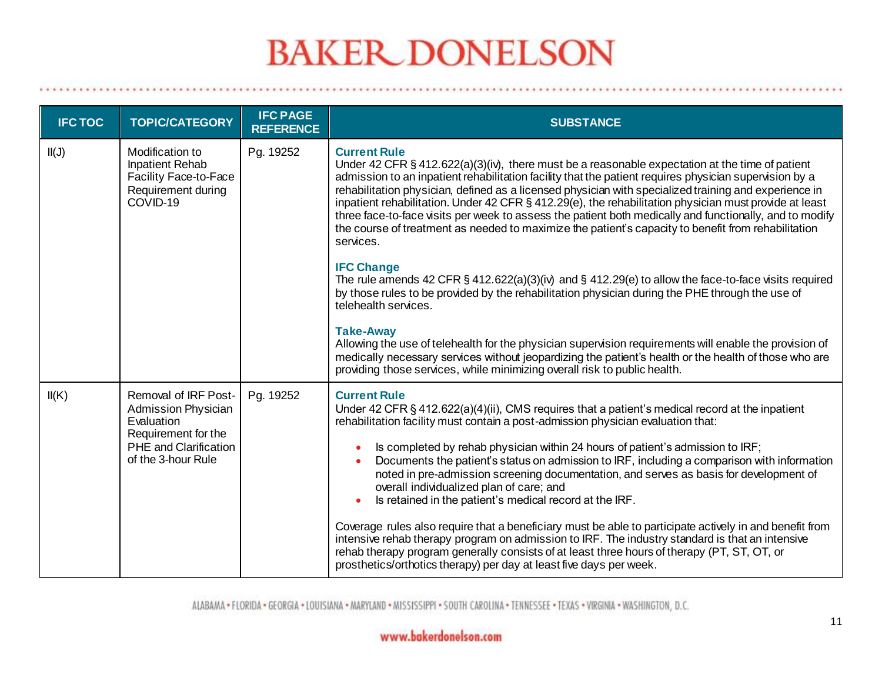| IFC TOC | TOPIC/CATEGORY | IFC PAGE REFERENCE | SUBSTANCE |
| --- | --- | --- | --- |
| II(J) | Modification to Inpatient Rehab Facility Face-to-Face Requirement during COVID-19 | Pg. 19252 | **Current Rule**<br>Under 42 CFR § 412.622(a)(3)(iv), there must be a reasonable expectation at the time of patient admission to an inpatient rehabilitation facility that the patient requires physician supervision by a rehabilitation physician, defined as a licensed physician with specialized training and experience in inpatient rehabilitation. Under 42 CFR § 412.29(e), the rehabilitation physician must provide at least three face-to-face visits per week to assess the patient both medically and functionally, and to modify the course of treatment as needed to maximize the patient's capacity to benefit from rehabilitation services.<br><br>**IFC Change**<br>The rule amends 42 CFR § 412.622(a)(3)(iv) and § 412.29(e) to allow the face-to-face visits required by those rules to be provided by the rehabilitation physician during the PHE through the use of telehealth services.<br><br>**Take-Away**<br>Allowing the use of telehealth for the physician supervision requirements will enable the provision of medically necessary services without jeopardizing the patient's health or the health of those who are providing those services, while minimizing overall risk to public health. |
| II(K) | Removal of IRF Post-Admission Physician Evaluation Requirement for the PHE and Clarification of the 3-hour Rule | Pg. 19252 | **Current Rule**<br>Under 42 CFR § 412.622(a)(4)(ii), CMS requires that a patient's medical record at the inpatient rehabilitation facility must contain a post-admission physician evaluation that:<br><br>• Is completed by rehab physician within 24 hours of patient's admission to IRF;<br>• Documents the patient's status on admission to IRF, including a comparison with information noted in pre-admission screening documentation, and serves as basis for development of overall individualized plan of care; and<br>• Is retained in the patient's medical record at the IRF.<br><br>Coverage rules also require that a beneficiary must be able to participate actively in and benefit from intensive rehab therapy program on admission to IRF. The industry standard is that an intensive rehab therapy program generally consists of at least three hours of therapy (PT, ST, OT, or prosthetics/orthotics therapy) per day at least five days per week. |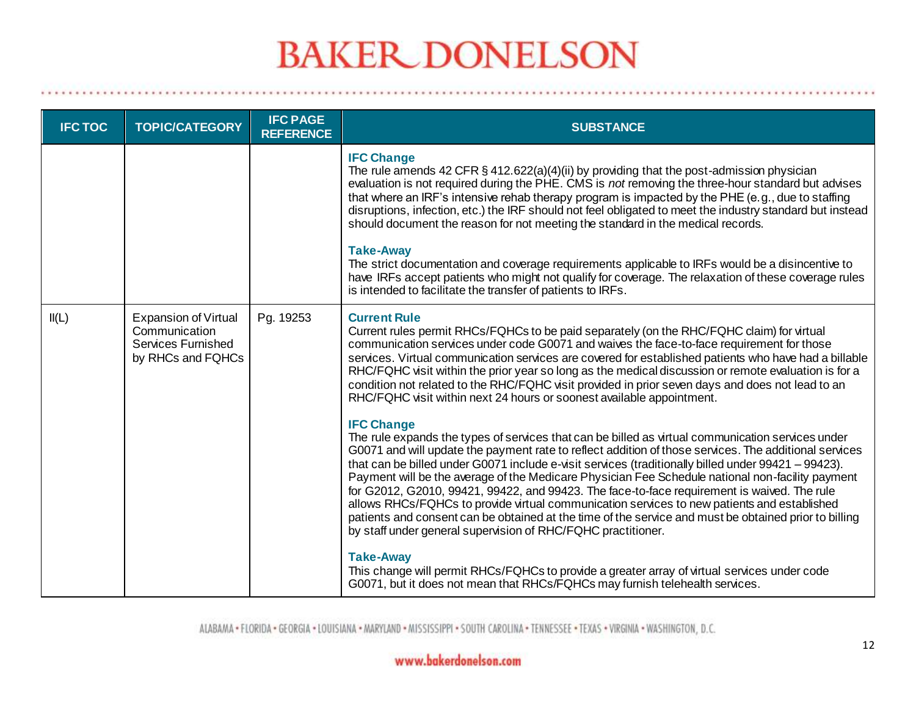| IFC TOC | TOPIC/CATEGORY | IFC PAGE REFERENCE | SUBSTANCE |
|---|---|---|---|
| | | | **IFC Change**<br>The rule amends 42 CFR § 412.622(a)(4)(ii) by providing that the post-admission physician evaluation is not required during the PHE. CMS is *not* removing the three-hour standard but advises that where an IRF's intensive rehab therapy program is impacted by the PHE (e.g., due to staffing disruptions, infection, etc.) the IRF should not feel obligated to meet the industry standard but instead should document the reason for not meeting the standard in the medical records.<br><br>**Take-Away**<br>The strict documentation and coverage requirements applicable to IRFs would be a disincentive to have IRFs accept patients who might not qualify for coverage. The relaxation of these coverage rules is intended to facilitate the transfer of patients to IRFs. |
| II(L) | Expansion of Virtual Communication Services Furnished by RHCs and FQHCs | Pg. 19253 | **Current Rule**<br>Current rules permit RHCs/FQHCs to be paid separately (on the RHC/FQHC claim) for virtual communication services under code G0071 and waives the face-to-face requirement for those services. Virtual communication services are covered for established patients who have had a billable RHC/FQHC visit within the prior year so long as the medical discussion or remote evaluation is for a condition not related to the RHC/FQHC visit provided in prior seven days and does not lead to an RHC/FQHC visit within next 24 hours or soonest available appointment.<br><br>**IFC Change**<br>The rule expands the types of services that can be billed as virtual communication services under G0071 and will update the payment rate to reflect addition of those services. The additional services that can be billed under G0071 include e-visit services (traditionally billed under 99421 – 99423). Payment will be the average of the Medicare Physician Fee Schedule national non-facility payment for G2012, G2010, 99421, 99422, and 99423. The face-to-face requirement is waived. The rule allows RHCs/FQHCs to provide virtual communication services to new patients and established patients and consent can be obtained at the time of the service and must be obtained prior to billing by staff under general supervision of RHC/FQHC practitioner.<br><br>**Take-Away**<br>This change will permit RHCs/FQHCs to provide a greater array of virtual services under code G0071, but it does not mean that RHCs/FQHCs may furnish telehealth services. |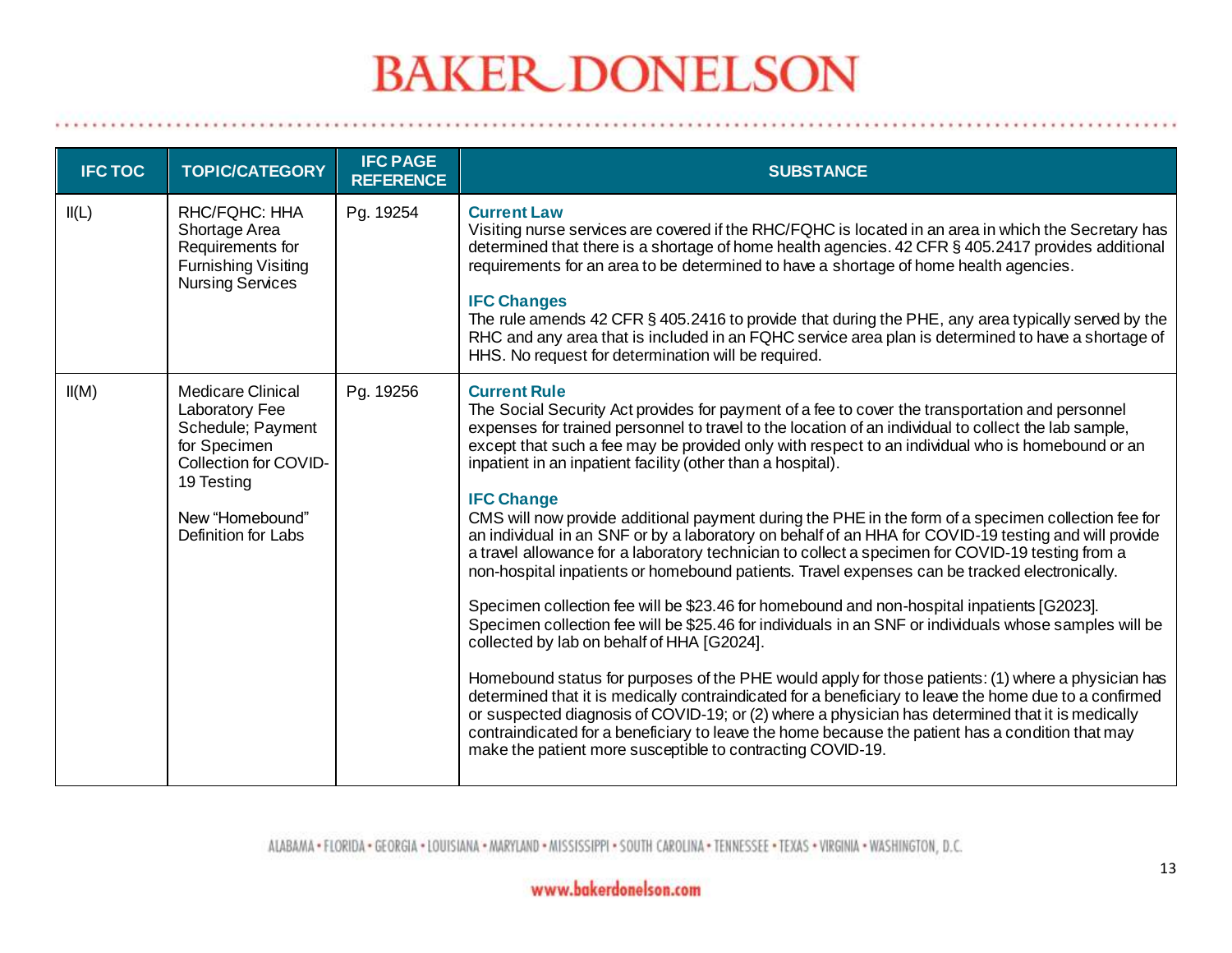| IFC TOC | TOPIC/CATEGORY | IFC PAGE REFERENCE | SUBSTANCE |
|---|---|---|---|
| II(L) | RHC/FQHC: HHA Shortage Area Requirements for Furnishing Visiting Nursing Services | Pg. 19254 | **Current Law**<br>Visiting nurse services are covered if the RHC/FQHC is located in an area in which the Secretary has determined that there is a shortage of home health agencies. 42 CFR § 405.2417 provides additional requirements for an area to be determined to have a shortage of home health agencies.<br><br>**IFC Changes**<br>The rule amends 42 CFR § 405.2416 to provide that during the PHE, any area typically served by the RHC and any area that is included in an FQHC service area plan is determined to have a shortage of HHS. No request for determination will be required. |
| II(M) | Medicare Clinical Laboratory Fee Schedule; Payment for Specimen Collection for COVID-19 Testing<br><br>New "Homebound" Definition for Labs | Pg. 19256 | **Current Rule**<br>The Social Security Act provides for payment of a fee to cover the transportation and personnel expenses for trained personnel to travel to the location of an individual to collect the lab sample, except that such a fee may be provided only with respect to an individual who is homebound or an inpatient in an inpatient facility (other than a hospital).<br><br>**IFC Change**<br>CMS will now provide additional payment during the PHE in the form of a specimen collection fee for an individual in an SNF or by a laboratory on behalf of an HHA for COVID-19 testing and will provide a travel allowance for a laboratory technician to collect a specimen for COVID-19 testing from a non-hospital inpatients or homebound patients. Travel expenses can be tracked electronically.<br><br>Specimen collection fee will be $23.46 for homebound and non-hospital inpatients [G2023]. Specimen collection fee will be $25.46 for individuals in an SNF or individuals whose samples will be collected by lab on behalf of HHA [G2024].<br><br>Homebound status for purposes of the PHE would apply for those patients: (1) where a physician has determined that it is medically contraindicated for a beneficiary to leave the home due to a confirmed or suspected diagnosis of COVID-19; or (2) where a physician has determined that it is medically contraindicated for a beneficiary to leave the home because the patient has a condition that may make the patient more susceptible to contracting COVID-19. |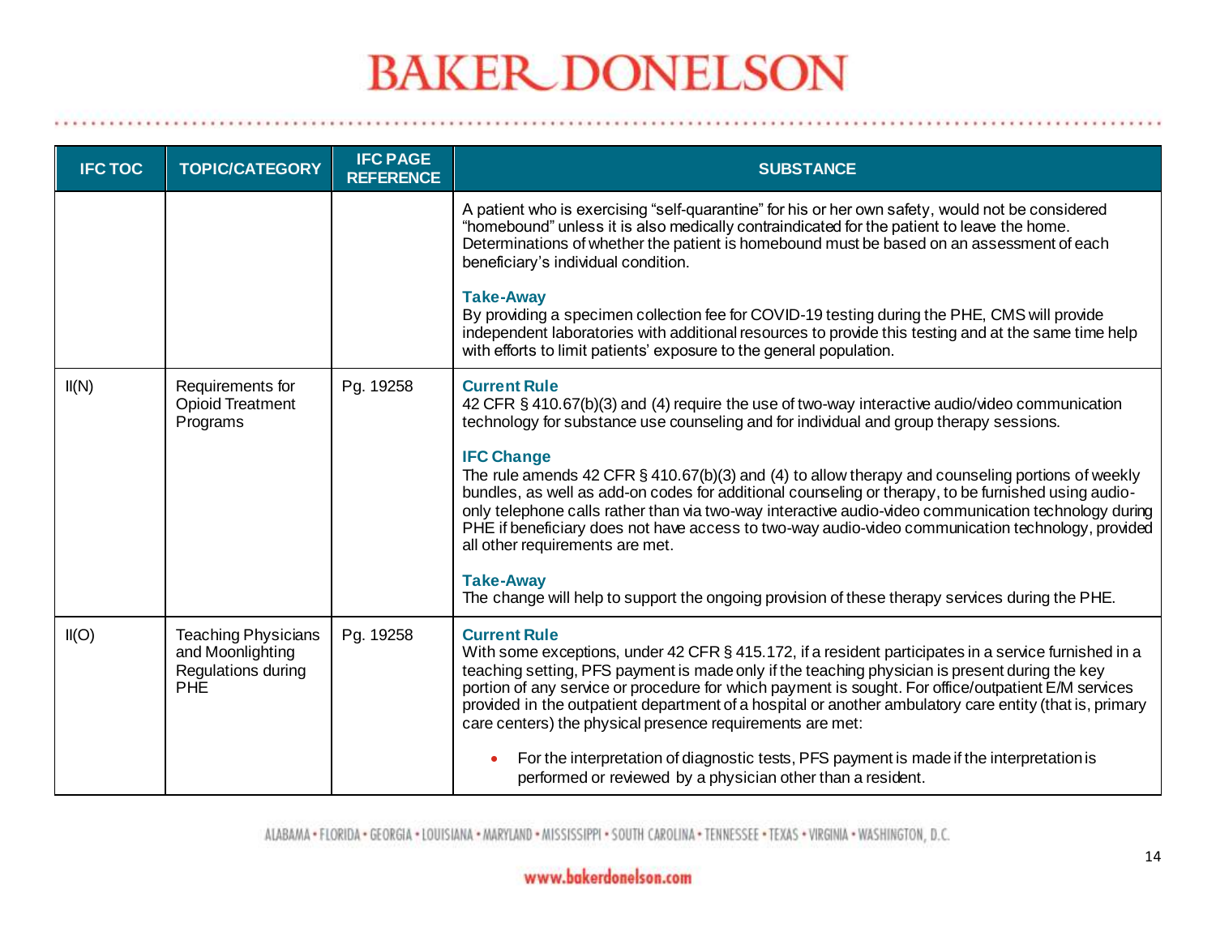| IFC TOC | TOPIC/CATEGORY | IFC PAGE REFERENCE | SUBSTANCE |
| --- | --- | --- | --- |
| | | | A patient who is exercising "self-quarantine" for his or her own safety, would not be considered "homebound" unless it is also medically contraindicated for the patient to leave the home. Determinations of whether the patient is homebound must be based on an assessment of each beneficiary's individual condition.<br><br>**Take-Away**<br>By providing a specimen collection fee for COVID-19 testing during the PHE, CMS will provide independent laboratories with additional resources to provide this testing and at the same time help with efforts to limit patients' exposure to the general population. |
| II(N) | Requirements for Opioid Treatment Programs | Pg. 19258 | **Current Rule**<br>42 CFR § 410.67(b)(3) and (4) require the use of two-way interactive audio/video communication technology for substance use counseling and for individual and group therapy sessions.<br><br>**IFC Change**<br>The rule amends 42 CFR § 410.67(b)(3) and (4) to allow therapy and counseling portions of weekly bundles, as well as add-on codes for additional counseling or therapy, to be furnished using audio-only telephone calls rather than via two-way interactive audio-video communication technology during PHE if beneficiary does not have access to two-way audio-video communication technology, provided all other requirements are met.<br><br>**Take-Away**<br>The change will help to support the ongoing provision of these therapy services during the PHE. |
| II(O) | Teaching Physicians and Moonlighting Regulations during PHE | Pg. 19258 | **Current Rule**<br>With some exceptions, under 42 CFR § 415.172, if a resident participates in a service furnished in a teaching setting, PFS payment is made only if the teaching physician is present during the key portion of any service or procedure for which payment is sought. For office/outpatient E/M services provided in the outpatient department of a hospital or another ambulatory care entity (that is, primary care centers) the physical presence requirements are met:<br><br>• For the interpretation of diagnostic tests, PFS payment is made if the interpretation is performed or reviewed by a physician other than a resident. |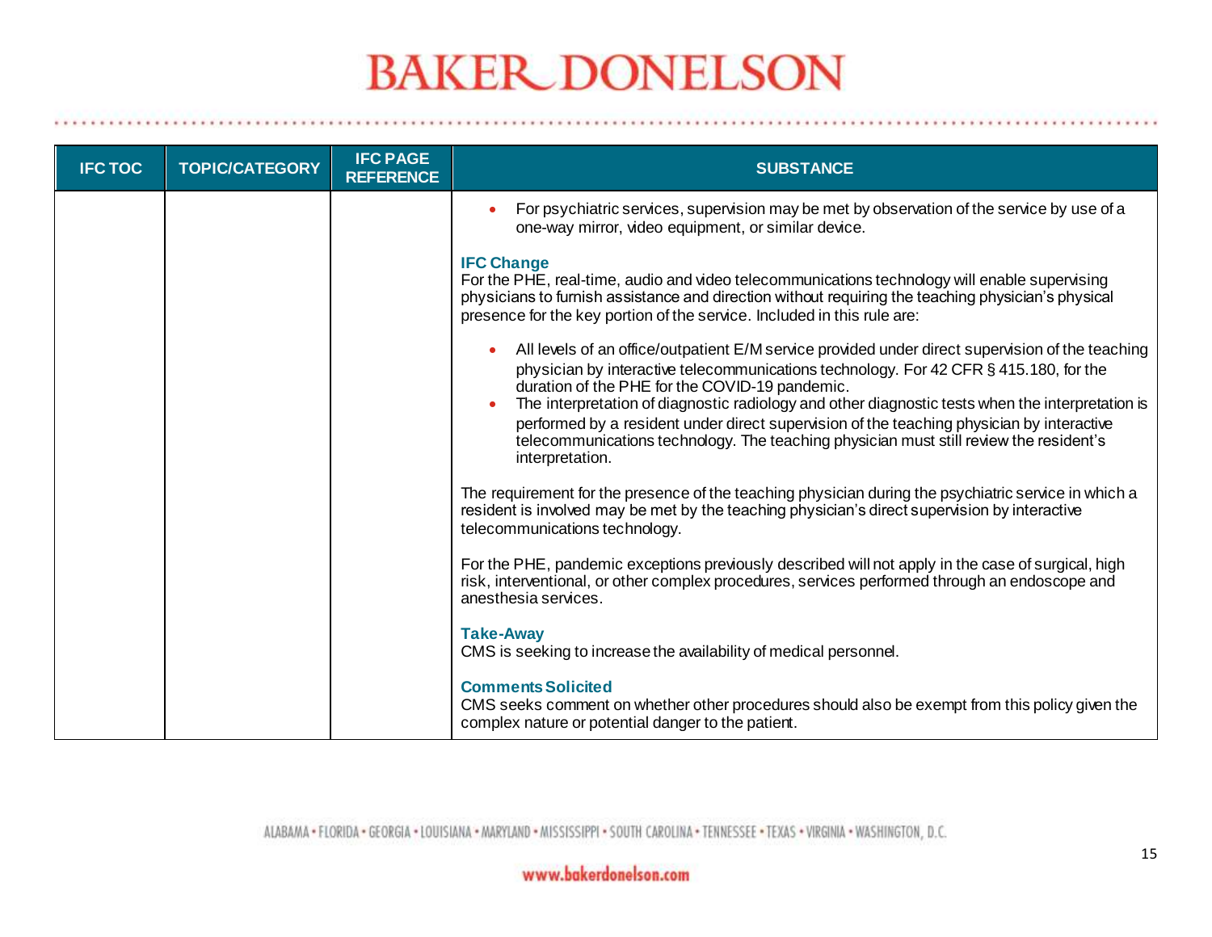| IFC TOC | TOPIC/CATEGORY | IFC PAGE REFERENCE | SUBSTANCE |
|---|---|---|---|
| | | | • For psychiatric services, supervision may be met by observation of the service by use of a one-way mirror, video equipment, or similar device.<br><br>**IFC Change**<br>For the PHE, real-time, audio and video telecommunications technology will enable supervising physicians to furnish assistance and direction without requiring the teaching physician's physical presence for the key portion of the service. Included in this rule are:<br><br>• All levels of an office/outpatient E/M service provided under direct supervision of the teaching physician by interactive telecommunications technology. For 42 CFR § 415.180, for the duration of the PHE for the COVID-19 pandemic.<br>• The interpretation of diagnostic radiology and other diagnostic tests when the interpretation is performed by a resident under direct supervision of the teaching physician by interactive telecommunications technology. The teaching physician must still review the resident's interpretation.<br><br>The requirement for the presence of the teaching physician during the psychiatric service in which a resident is involved may be met by the teaching physician's direct supervision by interactive telecommunications technology.<br><br>For the PHE, pandemic exceptions previously described will not apply in the case of surgical, high risk, interventional, or other complex procedures, services performed through an endoscope and anesthesia services.<br><br>**Take-Away**<br>CMS is seeking to increase the availability of medical personnel.<br><br>**Comments Solicited**<br>CMS seeks comment on whether other procedures should also be exempt from this policy given the complex nature or potential danger to the patient. |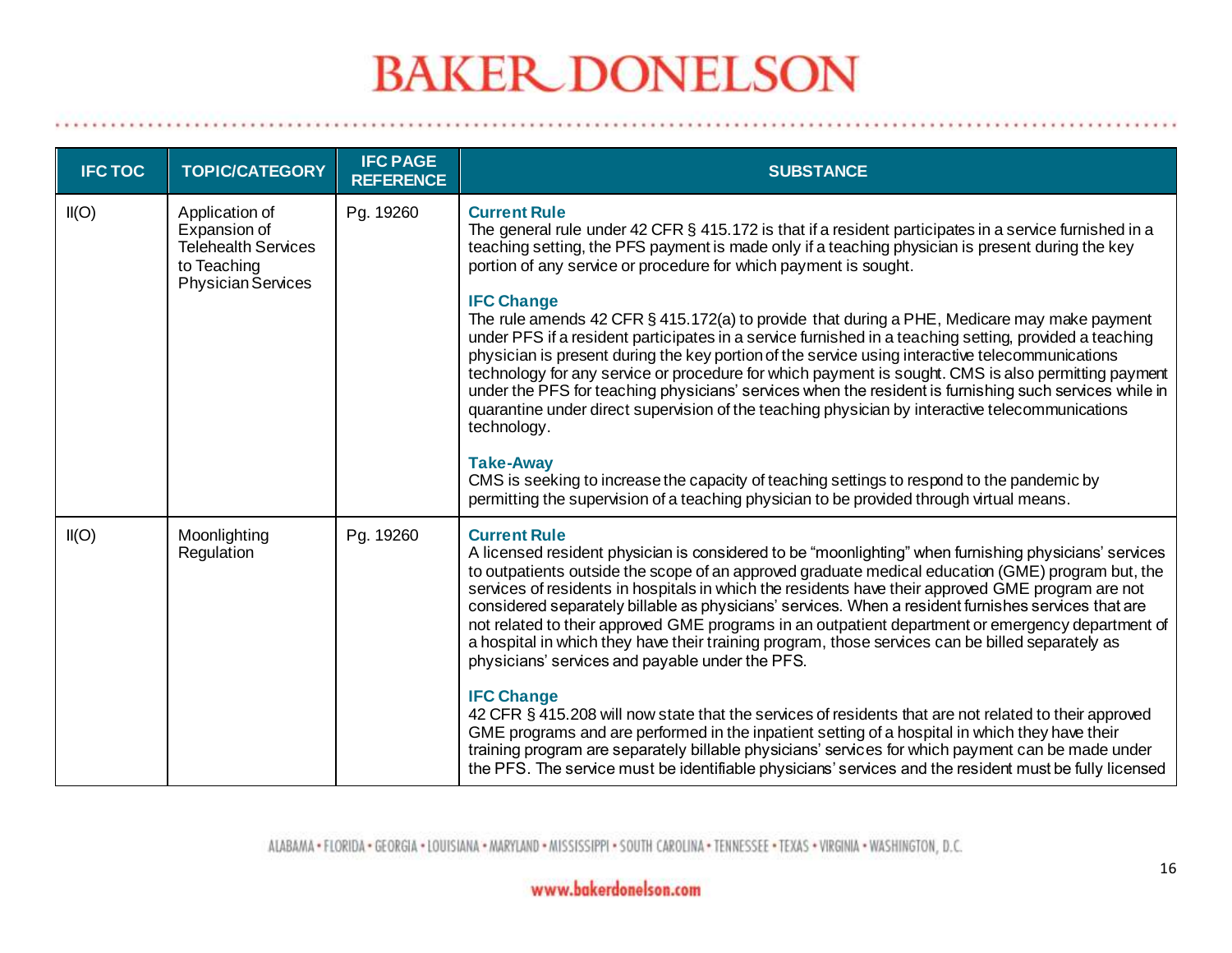| IFC TOC | TOPIC/CATEGORY | IFC PAGE REFERENCE | SUBSTANCE |
|---|---|---|---|
| II(O) | Application of Expansion of Telehealth Services to Teaching Physician Services | Pg. 19260 | **Current Rule**<br>The general rule under 42 CFR § 415.172 is that if a resident participates in a service furnished in a teaching setting, the PFS payment is made only if a teaching physician is present during the key portion of any service or procedure for which payment is sought.<br><br>**IFC Change**<br>The rule amends 42 CFR § 415.172(a) to provide that during a PHE, Medicare may make payment under PFS if a resident participates in a service furnished in a teaching setting, provided a teaching physician is present during the key portion of the service using interactive telecommunications technology for any service or procedure for which payment is sought. CMS is also permitting payment under the PFS for teaching physicians' services when the resident is furnishing such services while in quarantine under direct supervision of the teaching physician by interactive telecommunications technology.<br><br>**Take-Away**<br>CMS is seeking to increase the capacity of teaching settings to respond to the pandemic by permitting the supervision of a teaching physician to be provided through virtual means. |
| II(O) | Moonlighting Regulation | Pg. 19260 | **Current Rule**<br>A licensed resident physician is considered to be "moonlighting" when furnishing physicians' services to outpatients outside the scope of an approved graduate medical education (GME) program but, the services of residents in hospitals in which the residents have their approved GME program are not considered separately billable as physicians' services. When a resident furnishes services that are not related to their approved GME programs in an outpatient department or emergency department of a hospital in which they have their training program, those services can be billed separately as physicians' services and payable under the PFS.<br><br>**IFC Change**<br>42 CFR § 415.208 will now state that the services of residents that are not related to their approved GME programs and are performed in the inpatient setting of a hospital in which they have their training program are separately billable physicians' services for which payment can be made under the PFS. The service must be identifiable physicians' services and the resident must be fully licensed |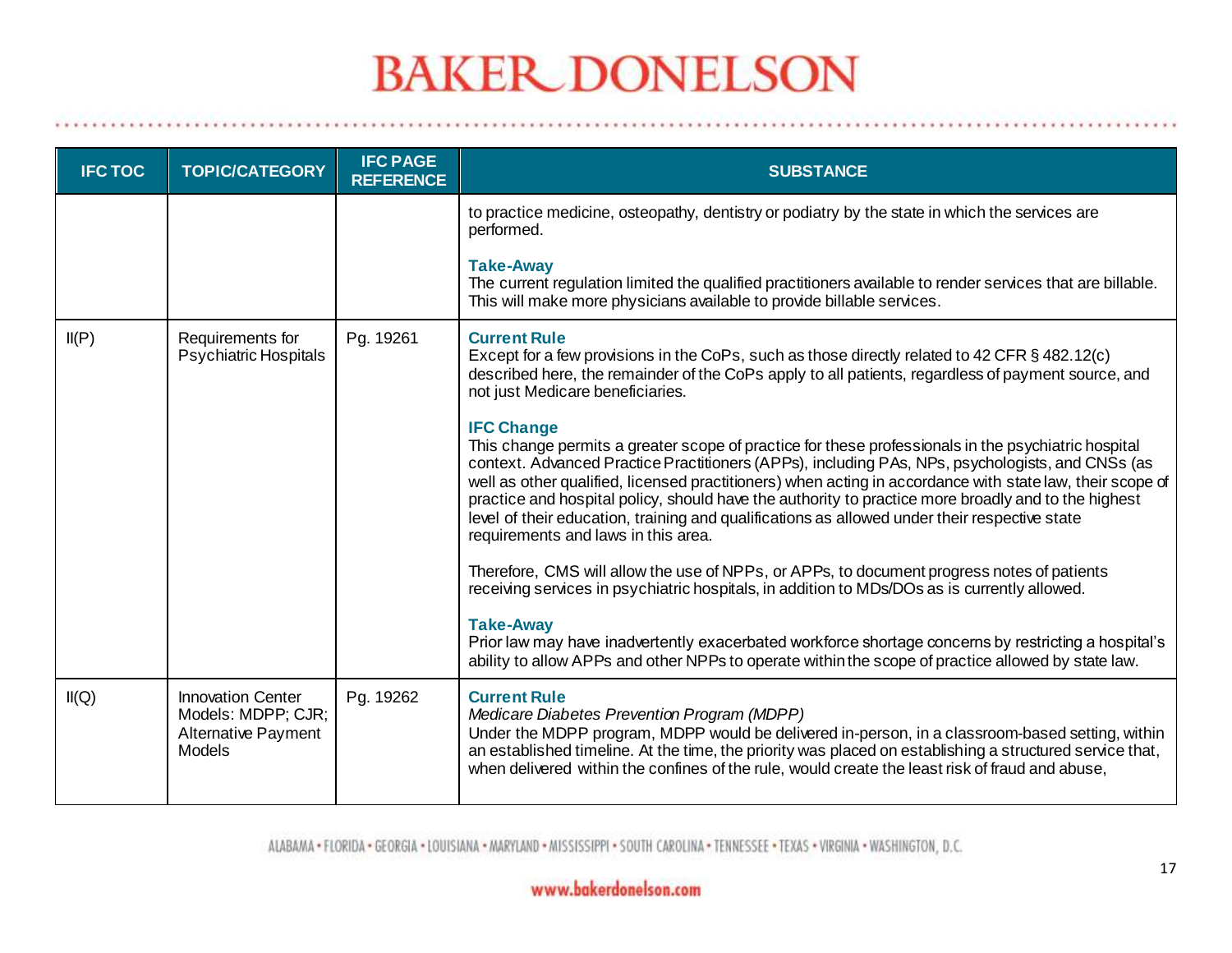| IFC TOC | TOPIC/CATEGORY | IFC PAGE REFERENCE | SUBSTANCE |
| --- | --- | --- | --- |
| | | | to practice medicine, osteopathy, dentistry or podiatry by the state in which the services are performed.<br><br>**Take-Away**<br>The current regulation limited the qualified practitioners available to render services that are billable. This will make more physicians available to provide billable services. |
| II(P) | Requirements for Psychiatric Hospitals | Pg. 19261 | **Current Rule**<br>Except for a few provisions in the CoPs, such as those directly related to 42 CFR § 482.12(c) described here, the remainder of the CoPs apply to all patients, regardless of payment source, and not just Medicare beneficiaries.<br><br>**IFC Change**<br>This change permits a greater scope of practice for these professionals in the psychiatric hospital context. Advanced Practice Practitioners (APPs), including PAs, NPs, psychologists, and CNSs (as well as other qualified, licensed practitioners) when acting in accordance with state law, their scope of practice and hospital policy, should have the authority to practice more broadly and to the highest level of their education, training and qualifications as allowed under their respective state requirements and laws in this area.<br><br>Therefore, CMS will allow the use of NPPs, or APPs, to document progress notes of patients receiving services in psychiatric hospitals, in addition to MDs/DOs as is currently allowed.<br><br>**Take-Away**<br>Prior law may have inadvertently exacerbated workforce shortage concerns by restricting a hospital's ability to allow APPs and other NPPs to operate within the scope of practice allowed by state law. |
| II(Q) | Innovation Center Models: MDPP; CJR; Alternative Payment Models | Pg. 19262 | **Current Rule**<br>*Medicare Diabetes Prevention Program (MDPP)*<br>Under the MDPP program, MDPP would be delivered in-person, in a classroom-based setting, within an established timeline. At the time, the priority was placed on establishing a structured service that, when delivered within the confines of the rule, would create the least risk of fraud and abuse, |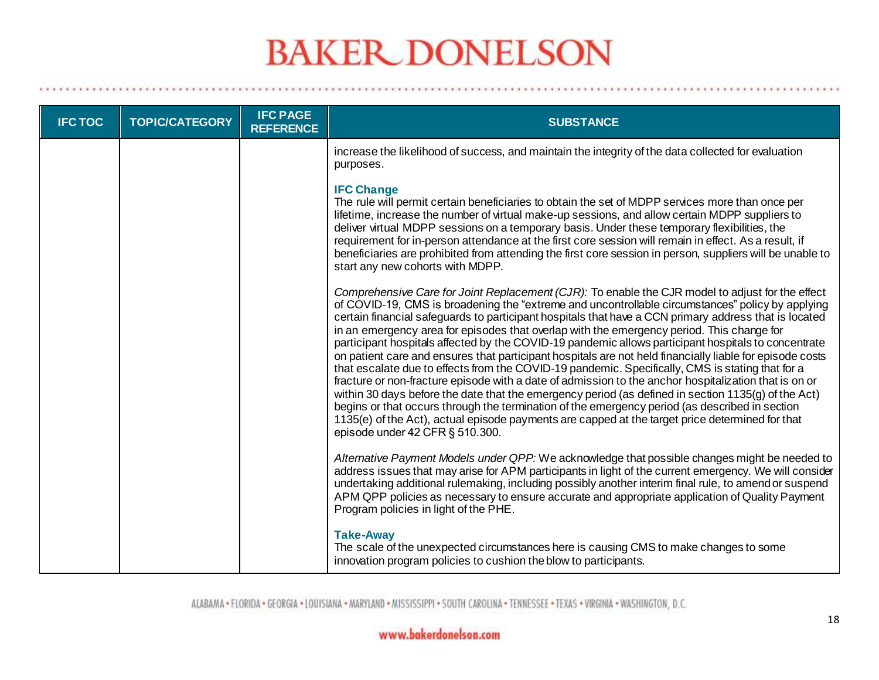| IFC TOC | TOPIC/CATEGORY | IFC PAGE REFERENCE | SUBSTANCE |
|---|---|---|---|
| | | | increase the likelihood of success, and maintain the integrity of the data collected for evaluation purposes.<br><br>**IFC Change**<br>The rule will permit certain beneficiaries to obtain the set of MDPP services more than once per lifetime, increase the number of virtual make-up sessions, and allow certain MDPP suppliers to deliver virtual MDPP sessions on a temporary basis. Under these temporary flexibilities, the requirement for in-person attendance at the first core session will remain in effect. As a result, if beneficiaries are prohibited from attending the first core session in person, suppliers will be unable to start any new cohorts with MDPP.<br><br>*Comprehensive Care for Joint Replacement (CJR):* To enable the CJR model to adjust for the effect of COVID-19, CMS is broadening the "extreme and uncontrollable circumstances" policy by applying certain financial safeguards to participant hospitals that have a CCN primary address that is located in an emergency area for episodes that overlap with the emergency period. This change for participant hospitals affected by the COVID-19 pandemic allows participant hospitals to concentrate on patient care and ensures that participant hospitals are not held financially liable for episode costs that escalate due to effects from the COVID-19 pandemic. Specifically, CMS is stating that for a fracture or non-fracture episode with a date of admission to the anchor hospitalization that is on or within 30 days before the date that the emergency period (as defined in section 1135(g) of the Act) begins or that occurs through the termination of the emergency period (as described in section 1135(e) of the Act), actual episode payments are capped at the target price determined for that episode under 42 CFR § 510.300.<br><br>*Alternative Payment Models under QPP:* We acknowledge that possible changes might be needed to address issues that may arise for APM participants in light of the current emergency. We will consider undertaking additional rulemaking, including possibly another interim final rule, to amend or suspend APM QPP policies as necessary to ensure accurate and appropriate application of Quality Payment Program policies in light of the PHE.<br><br>**Take-Away**<br>The scale of the unexpected circumstances here is causing CMS to make changes to some innovation program policies to cushion the blow to participants. |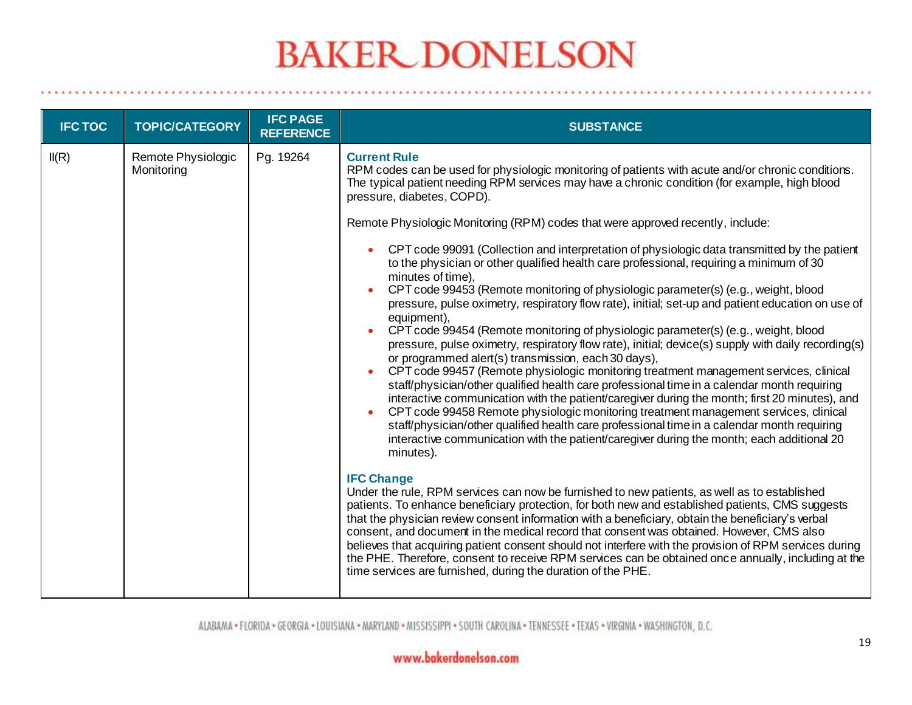| IFC TOC | TOPIC/CATEGORY | IFC PAGE REFERENCE | SUBSTANCE |
| --- | --- | --- | --- |
| II(R) | Remote Physiologic Monitoring | Pg. 19264 | **Current Rule**<br>RPM codes can be used for physiologic monitoring of patients with acute and/or chronic conditions. The typical patient needing RPM services may have a chronic condition (for example, high blood pressure, diabetes, COPD).<br><br>Remote Physiologic Monitoring (RPM) codes that were approved recently, include:<br><br>• CPT code 99091 (Collection and interpretation of physiologic data transmitted by the patient to the physician or other qualified health care professional, requiring a minimum of 30 minutes of time),<br>• CPT code 99453 (Remote monitoring of physiologic parameter(s) (e.g., weight, blood pressure, pulse oximetry, respiratory flow rate), initial; set-up and patient education on use of equipment),<br>• CPT code 99454 (Remote monitoring of physiologic parameter(s) (e.g., weight, blood pressure, pulse oximetry, respiratory flow rate), initial; device(s) supply with daily recording(s) or programmed alert(s) transmission, each 30 days),<br>• CPT code 99457 (Remote physiologic monitoring treatment management services, clinical staff/physician/other qualified health care professional time in a calendar month requiring interactive communication with the patient/caregiver during the month; first 20 minutes), and<br>• CPT code 99458 Remote physiologic monitoring treatment management services, clinical staff/physician/other qualified health care professional time in a calendar month requiring interactive communication with the patient/caregiver during the month; each additional 20 minutes).<br><br>**IFC Change**<br>Under the rule, RPM services can now be furnished to new patients, as well as to established patients. To enhance beneficiary protection, for both new and established patients, CMS suggests that the physician review consent information with a beneficiary, obtain the beneficiary's verbal consent, and document in the medical record that consent was obtained. However, CMS also believes that acquiring patient consent should not interfere with the provision of RPM services during the PHE. Therefore, consent to receive RPM services can be obtained once annually, including at the time services are furnished, during the duration of the PHE. |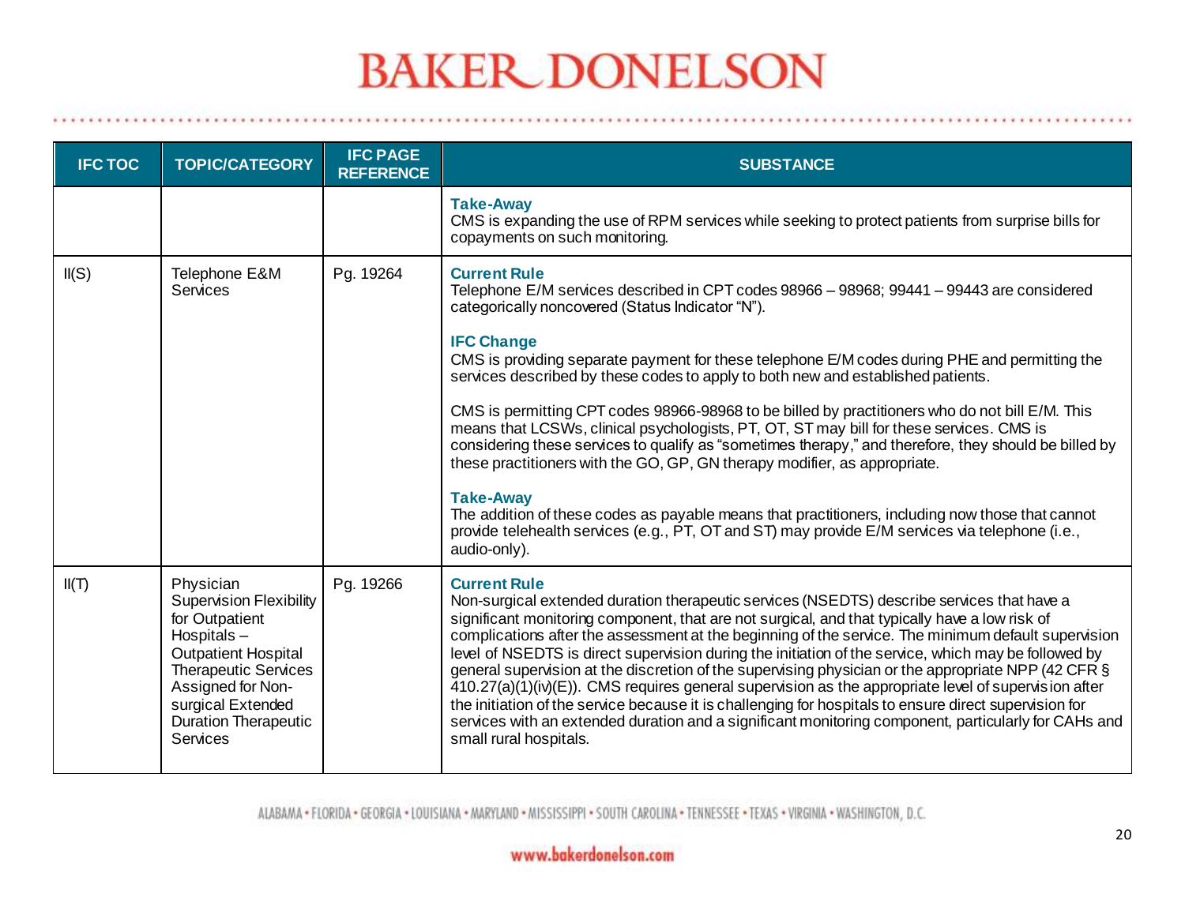| IFC TOC | TOPIC/CATEGORY | IFC PAGE REFERENCE | SUBSTANCE |
|---|---|---|---|
| | | | **Take-Away**<br>CMS is expanding the use of RPM services while seeking to protect patients from surprise bills for copayments on such monitoring. |
| II(S) | Telephone E&M Services | Pg. 19264 | **Current Rule**<br>Telephone E/M services described in CPT codes 98966 – 98968; 99441 – 99443 are considered categorically noncovered (Status Indicator "N").<br><br>**IFC Change**<br>CMS is providing separate payment for these telephone E/M codes during PHE and permitting the services described by these codes to apply to both new and established patients.<br><br>CMS is permitting CPT codes 98966-98968 to be billed by practitioners who do not bill E/M. This means that LCSWs, clinical psychologists, PT, OT, ST may bill for these services. CMS is considering these services to qualify as "sometimes therapy," and therefore, they should be billed by these practitioners with the GO, GP, GN therapy modifier, as appropriate.<br><br>**Take-Away**<br>The addition of these codes as payable means that practitioners, including now those that cannot provide telehealth services (e.g., PT, OT and ST) may provide E/M services via telephone (i.e., audio-only). |
| II(T) | Physician Supervision Flexibility for Outpatient Hospitals – Outpatient Hospital Therapeutic Services Assigned for Non-surgical Extended Duration Therapeutic Services | Pg. 19266 | **Current Rule**<br>Non-surgical extended duration therapeutic services (NSEDTS) describe services that have a significant monitoring component, that are not surgical, and that typically have a low risk of complications after the assessment at the beginning of the service. The minimum default supervision level of NSEDTS is direct supervision during the initiation of the service, which may be followed by general supervision at the discretion of the supervising physician or the appropriate NPP (42 CFR § 410.27(a)(1)(iv)(E)). CMS requires general supervision as the appropriate level of supervision after the initiation of the service because it is challenging for hospitals to ensure direct supervision for services with an extended duration and a significant monitoring component, particularly for CAHs and small rural hospitals. |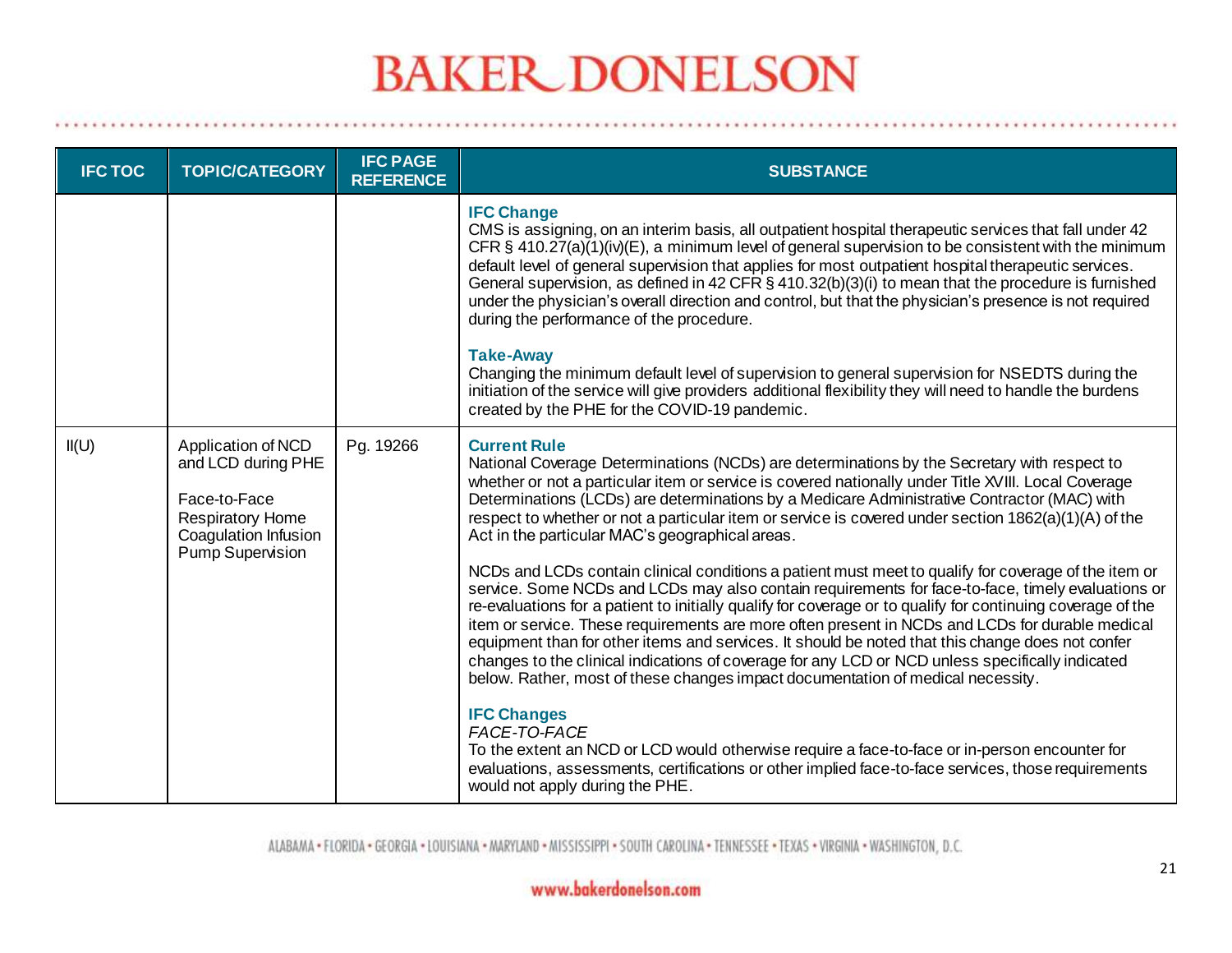| IFC TOC | TOPIC/CATEGORY | IFC PAGE REFERENCE | SUBSTANCE |
|---|---|---|---|
| | | | **IFC Change**<br>CMS is assigning, on an interim basis, all outpatient hospital therapeutic services that fall under 42 CFR § 410.27(a)(1)(iv)(E), a minimum level of general supervision to be consistent with the minimum default level of general supervision that applies for most outpatient hospital therapeutic services. General supervision, as defined in 42 CFR § 410.32(b)(3)(i) to mean that the procedure is furnished under the physician's overall direction and control, but that the physician's presence is not required during the performance of the procedure.<br><br>**Take-Away**<br>Changing the minimum default level of supervision to general supervision for NSEDTS during the initiation of the service will give providers additional flexibility they will need to handle the burdens created by the PHE for the COVID-19 pandemic. |
| II(U) | Application of NCD and LCD during PHE<br><br>Face-to-Face<br>Respiratory Home<br>Coagulation Infusion<br>Pump Supervision | Pg. 19266 | **Current Rule**<br>National Coverage Determinations (NCDs) are determinations by the Secretary with respect to whether or not a particular item or service is covered nationally under Title XVIII. Local Coverage Determinations (LCDs) are determinations by a Medicare Administrative Contractor (MAC) with respect to whether or not a particular item or service is covered under section 1862(a)(1)(A) of the Act in the particular MAC's geographical areas.<br><br>NCDs and LCDs contain clinical conditions a patient must meet to qualify for coverage of the item or service. Some NCDs and LCDs may also contain requirements for face-to-face, timely evaluations or re-evaluations for a patient to initially qualify for coverage or to qualify for continuing coverage of the item or service. These requirements are more often present in NCDs and LCDs for durable medical equipment than for other items and services. It should be noted that this change does not confer changes to the clinical indications of coverage for any LCD or NCD unless specifically indicated below. Rather, most of these changes impact documentation of medical necessity.<br><br>**IFC Changes**<br>*FACE-TO-FACE*<br>To the extent an NCD or LCD would otherwise require a face-to-face or in-person encounter for evaluations, assessments, certifications or other implied face-to-face services, those requirements would not apply during the PHE. |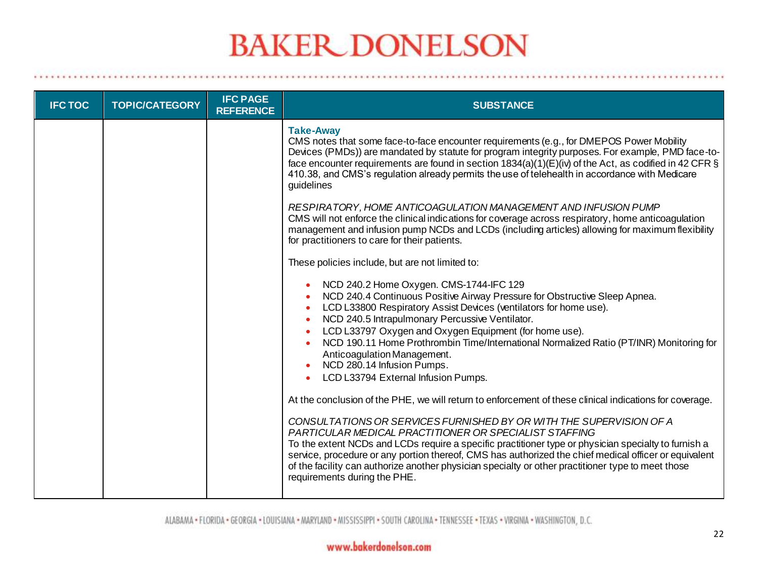| IFC TOC | TOPIC/CATEGORY | IFC PAGE REFERENCE | SUBSTANCE |
|---|---|---|---|
| | | | **Take-Away**<br>CMS notes that some face-to-face encounter requirements (e.g., for DMEPOS Power Mobility Devices (PMDs)) are mandated by statute for program integrity purposes. For example, PMD face-to-face encounter requirements are found in section 1834(a)(1)(E)(iv) of the Act, as codified in 42 CFR § 410.38, and CMS's regulation already permits the use of telehealth in accordance with Medicare guidelines<br><br>*RESPIRATORY, HOME ANTICOAGULATION MANAGEMENT AND INFUSION PUMP*<br>CMS will not enforce the clinical indications for coverage across respiratory, home anticoagulation management and infusion pump NCDs and LCDs (including articles) allowing for maximum flexibility for practitioners to care for their patients.<br><br>These policies include, but are not limited to:<br><br>• NCD 240.2 Home Oxygen. CMS-1744-IFC 129<br>• NCD 240.4 Continuous Positive Airway Pressure for Obstructive Sleep Apnea.<br>• LCD L33800 Respiratory Assist Devices (ventilators for home use).<br>• NCD 240.5 Intrapulmonary Percussive Ventilator.<br>• LCD L33797 Oxygen and Oxygen Equipment (for home use).<br>• NCD 190.11 Home Prothrombin Time/International Normalized Ratio (PT/INR) Monitoring for Anticoagulation Management.<br>• NCD 280.14 Infusion Pumps.<br>• LCD L33794 External Infusion Pumps.<br><br>At the conclusion of the PHE, we will return to enforcement of these clinical indications for coverage.<br><br>*CONSULTATIONS OR SERVICES FURNISHED BY OR WITH THE SUPERVISION OF A PARTICULAR MEDICAL PRACTITIONER OR SPECIALIST STAFFING*<br>To the extent NCDs and LCDs require a specific practitioner type or physician specialty to furnish a service, procedure or any portion thereof, CMS has authorized the chief medical officer or equivalent of the facility can authorize another physician specialty or other practitioner type to meet those requirements during the PHE. |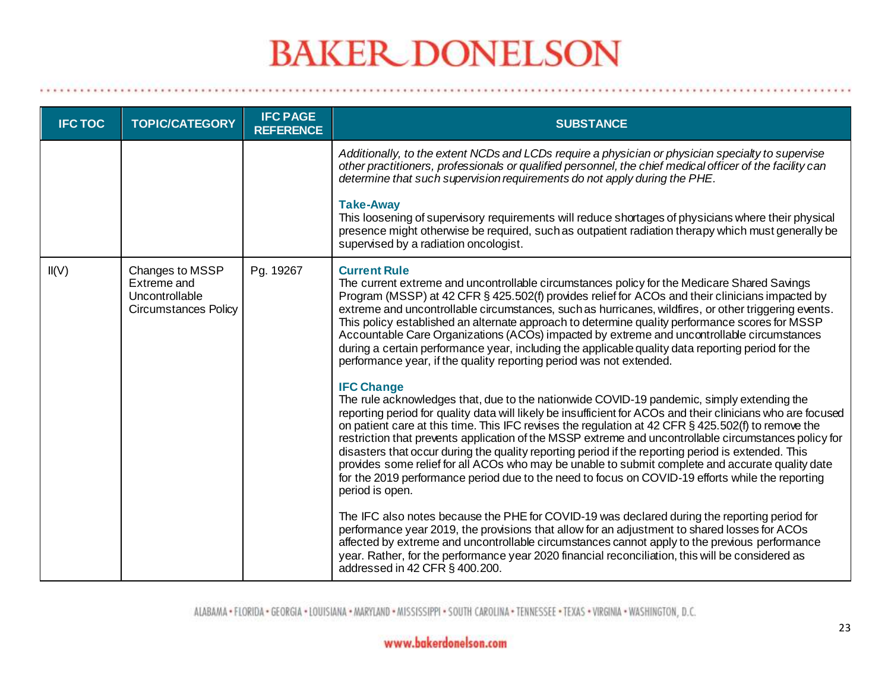| IFC TOC | TOPIC/CATEGORY | IFC PAGE REFERENCE | SUBSTANCE |
|---|---|---|---|
| | | | *Additionally, to the extent NCDs and LCDs require a physician or physician specialty to supervise other practitioners, professionals or qualified personnel, the chief medical officer of the facility can determine that such supervision requirements do not apply during the PHE.*<br><br>**Take-Away**<br>This loosening of supervisory requirements will reduce shortages of physicians where their physical presence might otherwise be required, such as outpatient radiation therapy which must generally be supervised by a radiation oncologist. |
| II(V) | Changes to MSSP Extreme and Uncontrollable Circumstances Policy | Pg. 19267 | **Current Rule**<br>The current extreme and uncontrollable circumstances policy for the Medicare Shared Savings Program (MSSP) at 42 CFR § 425.502(f) provides relief for ACOs and their clinicians impacted by extreme and uncontrollable circumstances, such as hurricanes, wildfires, or other triggering events. This policy established an alternate approach to determine quality performance scores for MSSP Accountable Care Organizations (ACOs) impacted by extreme and uncontrollable circumstances during a certain performance year, including the applicable quality data reporting period for the performance year, if the quality reporting period was not extended.<br><br>**IFC Change**<br>The rule acknowledges that, due to the nationwide COVID-19 pandemic, simply extending the reporting period for quality data will likely be insufficient for ACOs and their clinicians who are focused on patient care at this time. This IFC revises the regulation at 42 CFR § 425.502(f) to remove the restriction that prevents application of the MSSP extreme and uncontrollable circumstances policy for disasters that occur during the quality reporting period if the reporting period is extended. This provides some relief for all ACOs who may be unable to submit complete and accurate quality date for the 2019 performance period due to the need to focus on COVID-19 efforts while the reporting period is open.<br><br>The IFC also notes because the PHE for COVID-19 was declared during the reporting period for performance year 2019, the provisions that allow for an adjustment to shared losses for ACOs affected by extreme and uncontrollable circumstances cannot apply to the previous performance year. Rather, for the performance year 2020 financial reconciliation, this will be considered as addressed in 42 CFR § 400.200. |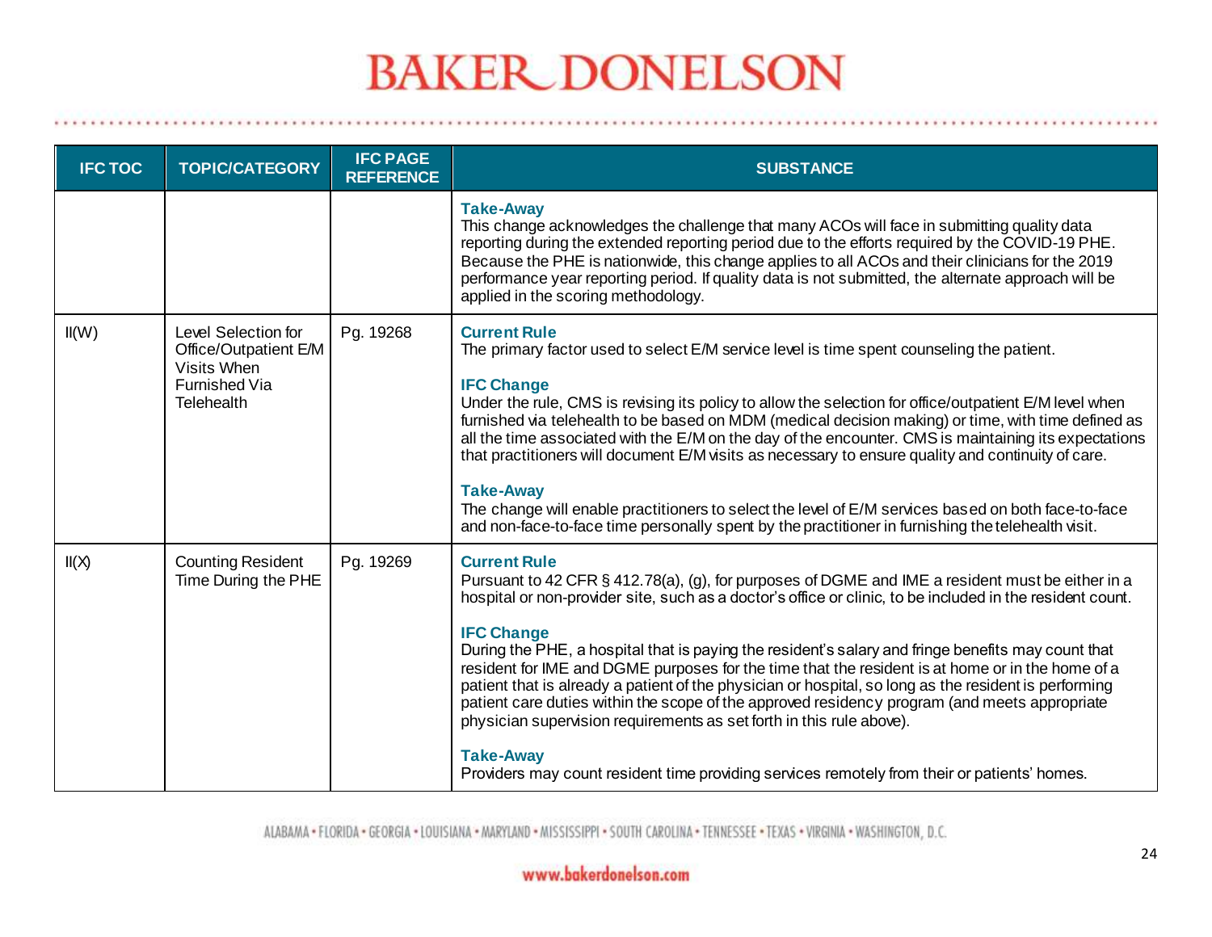| IFC TOC | TOPIC/CATEGORY | IFC PAGE REFERENCE | SUBSTANCE |
|---|---|---|---|
| | | | **Take-Away**<br>This change acknowledges the challenge that many ACOs will face in submitting quality data reporting during the extended reporting period due to the efforts required by the COVID-19 PHE. Because the PHE is nationwide, this change applies to all ACOs and their clinicians for the 2019 performance year reporting period. If quality data is not submitted, the alternate approach will be applied in the scoring methodology. |
| II(W) | Level Selection for Office/Outpatient E/M Visits When Furnished Via Telehealth | Pg. 19268 | **Current Rule**<br>The primary factor used to select E/M service level is time spent counseling the patient.<br><br>**IFC Change**<br>Under the rule, CMS is revising its policy to allow the selection for office/outpatient E/M level when furnished via telehealth to be based on MDM (medical decision making) or time, with time defined as all the time associated with the E/M on the day of the encounter. CMS is maintaining its expectations that practitioners will document E/M visits as necessary to ensure quality and continuity of care.<br><br>**Take-Away**<br>The change will enable practitioners to select the level of E/M services based on both face-to-face and non-face-to-face time personally spent by the practitioner in furnishing the telehealth visit. |
| II(X) | Counting Resident Time During the PHE | Pg. 19269 | **Current Rule**<br>Pursuant to 42 CFR § 412.78(a), (g), for purposes of DGME and IME a resident must be either in a hospital or non-provider site, such as a doctor's office or clinic, to be included in the resident count.<br><br>**IFC Change**<br>During the PHE, a hospital that is paying the resident's salary and fringe benefits may count that resident for IME and DGME purposes for the time that the resident is at home or in the home of a patient that is already a patient of the physician or hospital, so long as the resident is performing patient care duties within the scope of the approved residency program (and meets appropriate physician supervision requirements as set forth in this rule above).<br><br>**Take-Away**<br>Providers may count resident time providing services remotely from their or patients' homes. |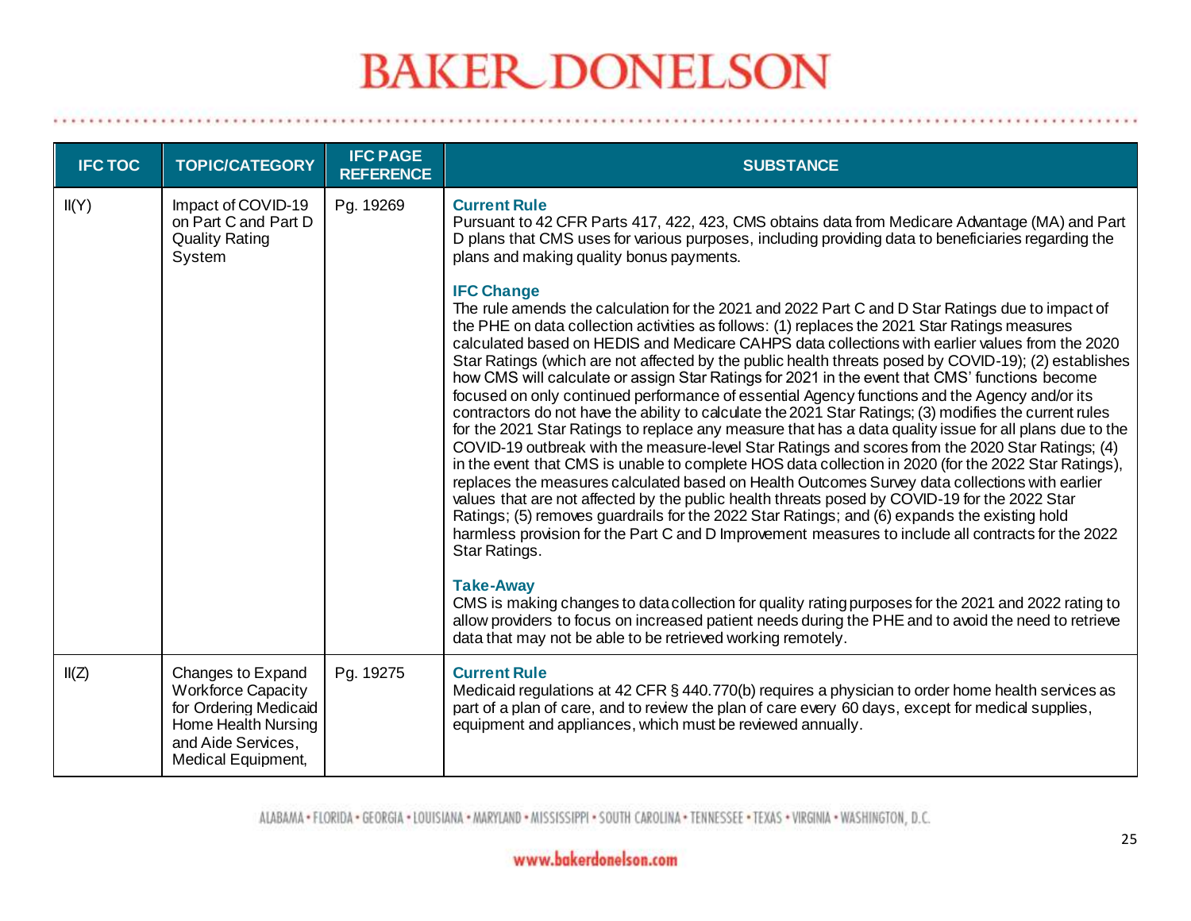| IFC TOC | TOPIC/CATEGORY | IFC PAGE REFERENCE | SUBSTANCE |
|---|---|---|---|
| II(Y) | Impact of COVID-19 on Part C and Part D Quality Rating System | Pg. 19269 | **Current Rule**<br>Pursuant to 42 CFR Parts 417, 422, 423, CMS obtains data from Medicare Advantage (MA) and Part D plans that CMS uses for various purposes, including providing data to beneficiaries regarding the plans and making quality bonus payments.<br><br>**IFC Change**<br>The rule amends the calculation for the 2021 and 2022 Part C and D Star Ratings due to impact of the PHE on data collection activities as follows: (1) replaces the 2021 Star Ratings measures calculated based on HEDIS and Medicare CAHPS data collections with earlier values from the 2020 Star Ratings (which are not affected by the public health threats posed by COVID-19); (2) establishes how CMS will calculate or assign Star Ratings for 2021 in the event that CMS' functions become focused on only continued performance of essential Agency functions and the Agency and/or its contractors do not have the ability to calculate the 2021 Star Ratings; (3) modifies the current rules for the 2021 Star Ratings to replace any measure that has a data quality issue for all plans due to the COVID-19 outbreak with the measure-level Star Ratings and scores from the 2020 Star Ratings; (4) in the event that CMS is unable to complete HOS data collection in 2020 (for the 2022 Star Ratings), replaces the measures calculated based on Health Outcomes Survey data collections with earlier values that are not affected by the public health threats posed by COVID-19 for the 2022 Star Ratings; (5) removes guardrails for the 2022 Star Ratings; and (6) expands the existing hold harmless provision for the Part C and D Improvement measures to include all contracts for the 2022 Star Ratings.<br><br>**Take-Away**<br>CMS is making changes to data collection for quality rating purposes for the 2021 and 2022 rating to allow providers to focus on increased patient needs during the PHE and to avoid the need to retrieve data that may not be able to be retrieved working remotely. |
| II(Z) | Changes to Expand Workforce Capacity for Ordering Medicaid Home Health Nursing and Aide Services, Medical Equipment, | Pg. 19275 | **Current Rule**<br>Medicaid regulations at 42 CFR § 440.770(b) requires a physician to order home health services as part of a plan of care, and to review the plan of care every 60 days, except for medical supplies, equipment and appliances, which must be reviewed annually. |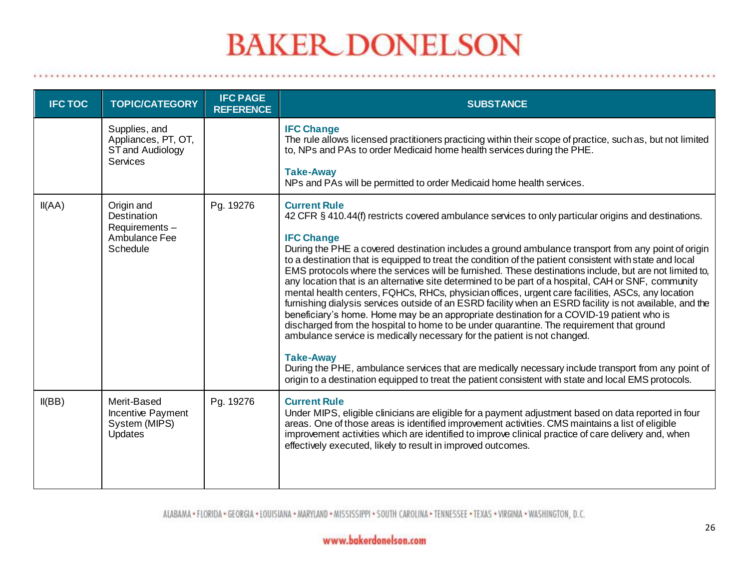| IFC TOC | TOPIC/CATEGORY | IFC PAGE REFERENCE | SUBSTANCE |
|---|---|---|---|
| | Supplies, and Appliances, PT, OT, ST and Audiology Services | | **IFC Change**<br>The rule allows licensed practitioners practicing within their scope of practice, such as, but not limited to, NPs and PAs to order Medicaid home health services during the PHE.<br><br>**Take-Away**<br>NPs and PAs will be permitted to order Medicaid home health services. |
| II(AA) | Origin and Destination Requirements – Ambulance Fee Schedule | Pg. 19276 | **Current Rule**<br>42 CFR § 410.44(f) restricts covered ambulance services to only particular origins and destinations.<br><br>**IFC Change**<br>During the PHE a covered destination includes a ground ambulance transport from any point of origin to a destination that is equipped to treat the condition of the patient consistent with state and local EMS protocols where the services will be furnished. These destinations include, but are not limited to, any location that is an alternative site determined to be part of a hospital, CAH or SNF, community mental health centers, FQHCs, RHCs, physician offices, urgent care facilities, ASCs, any location furnishing dialysis services outside of an ESRD facility when an ESRD facility is not available, and the beneficiary's home. Home may be an appropriate destination for a COVID-19 patient who is discharged from the hospital to home to be under quarantine. The requirement that ground ambulance service is medically necessary for the patient is not changed.<br><br>**Take-Away**<br>During the PHE, ambulance services that are medically necessary include transport from any point of origin to a destination equipped to treat the patient consistent with state and local EMS protocols. |
| II(BB) | Merit-Based Incentive Payment System (MIPS) Updates | Pg. 19276 | **Current Rule**<br>Under MIPS, eligible clinicians are eligible for a payment adjustment based on data reported in four areas. One of those areas is identified improvement activities. CMS maintains a list of eligible improvement activities which are identified to improve clinical practice of care delivery and, when effectively executed, likely to result in improved outcomes. |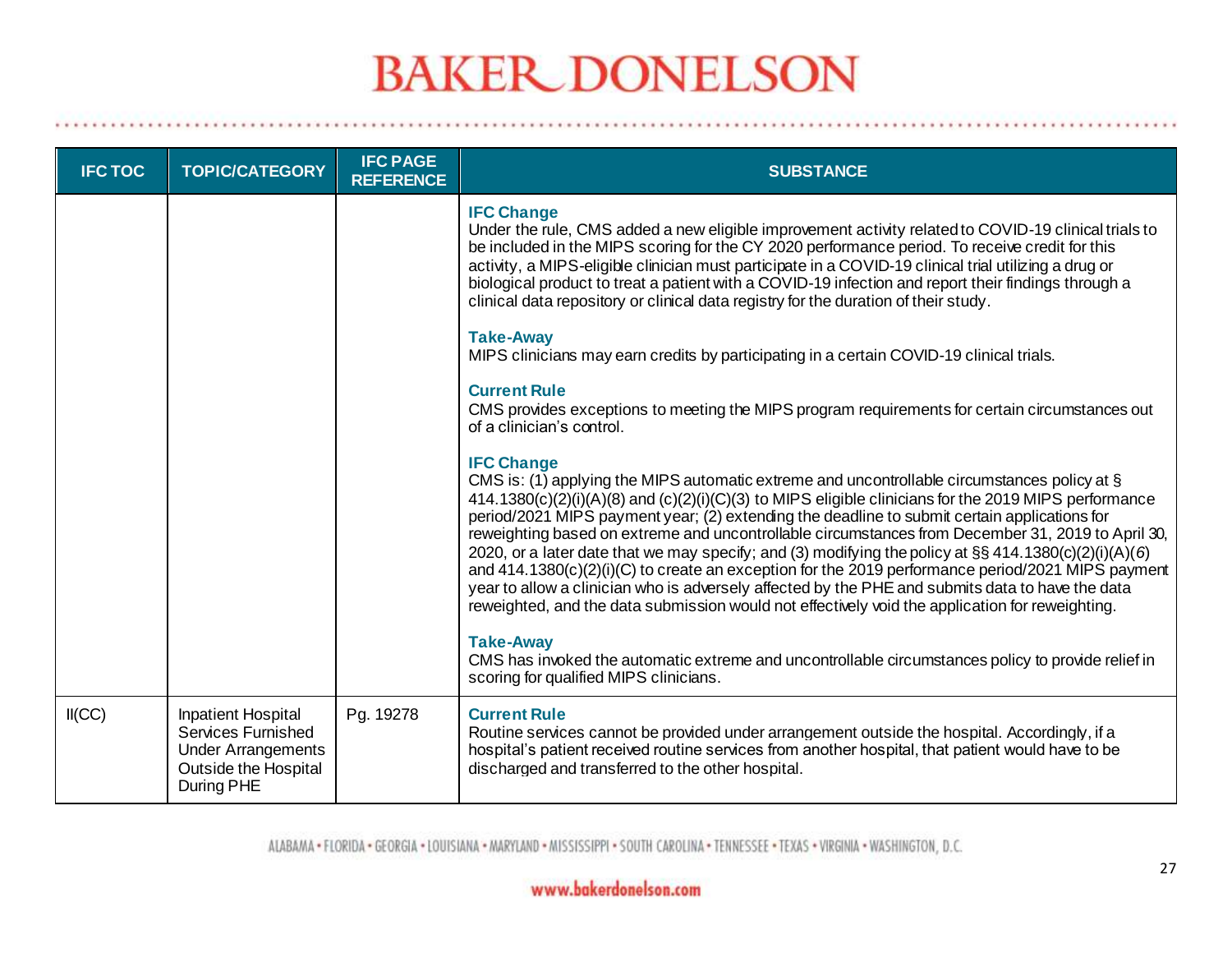| IFC TOC | TOPIC/CATEGORY | IFC PAGE REFERENCE | SUBSTANCE |
|---|---|---|---|
| | | | **IFC Change**<br>Under the rule, CMS added a new eligible improvement activity related to COVID-19 clinical trials to be included in the MIPS scoring for the CY 2020 performance period. To receive credit for this activity, a MIPS-eligible clinician must participate in a COVID-19 clinical trial utilizing a drug or biological product to treat a patient with a COVID-19 infection and report their findings through a clinical data repository or clinical data registry for the duration of their study.<br><br>**Take-Away**<br>MIPS clinicians may earn credits by participating in a certain COVID-19 clinical trials.<br><br>**Current Rule**<br>CMS provides exceptions to meeting the MIPS program requirements for certain circumstances out of a clinician's control.<br><br>**IFC Change**<br>CMS is: (1) applying the MIPS automatic extreme and uncontrollable circumstances policy at § 414.1380(c)(2)(i)(A)(8) and (c)(2)(i)(C)(3) to MIPS eligible clinicians for the 2019 MIPS performance period/2021 MIPS payment year; (2) extending the deadline to submit certain applications for reweighting based on extreme and uncontrollable circumstances from December 31, 2019 to April 30, 2020, or a later date that we may specify; and (3) modifying the policy at §§ 414.1380(c)(2)(i)(A)(*6*) and 414.1380(c)(2)(i)(C) to create an exception for the 2019 performance period/2021 MIPS payment year to allow a clinician who is adversely affected by the PHE and submits data to have the data reweighted, and the data submission would not effectively void the application for reweighting.<br><br>**Take-Away**<br>CMS has invoked the automatic extreme and uncontrollable circumstances policy to provide relief in scoring for qualified MIPS clinicians. |
| II(CC) | Inpatient Hospital Services Furnished Under Arrangements Outside the Hospital During PHE | Pg. 19278 | **Current Rule**<br>Routine services cannot be provided under arrangement outside the hospital. Accordingly, if a hospital's patient received routine services from another hospital, that patient would have to be discharged and transferred to the other hospital. |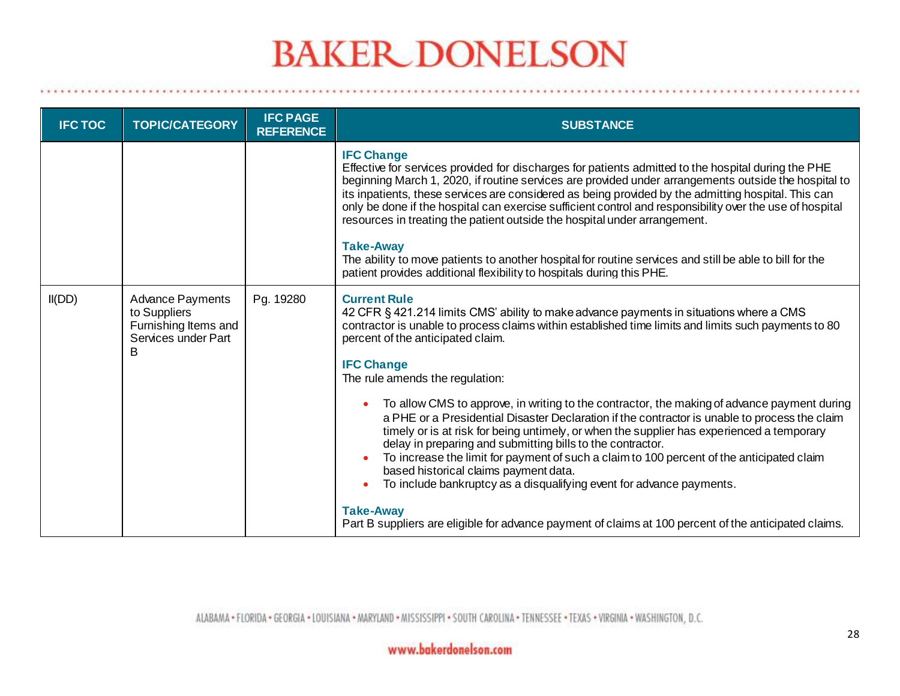| IFC TOC | TOPIC/CATEGORY | IFC PAGE REFERENCE | SUBSTANCE |
|---|---|---|---|
| | | | **IFC Change**<br>Effective for services provided for discharges for patients admitted to the hospital during the PHE beginning March 1, 2020, if routine services are provided under arrangements outside the hospital to its inpatients, these services are considered as being provided by the admitting hospital. This can only be done if the hospital can exercise sufficient control and responsibility over the use of hospital resources in treating the patient outside the hospital under arrangement.<br><br>**Take-Away**<br>The ability to move patients to another hospital for routine services and still be able to bill for the patient provides additional flexibility to hospitals during this PHE. |
| II(DD) | Advance Payments to Suppliers Furnishing Items and Services under Part B | Pg. 19280 | **Current Rule**<br>42 CFR § 421.214 limits CMS' ability to make advance payments in situations where a CMS contractor is unable to process claims within established time limits and limits such payments to 80 percent of the anticipated claim.<br><br>**IFC Change**<br>The rule amends the regulation:<br>• To allow CMS to approve, in writing to the contractor, the making of advance payment during a PHE or a Presidential Disaster Declaration if the contractor is unable to process the claim timely or is at risk for being untimely, or when the supplier has experienced a temporary delay in preparing and submitting bills to the contractor.<br>• To increase the limit for payment of such a claim to 100 percent of the anticipated claim based historical claims payment data.<br>• To include bankruptcy as a disqualifying event for advance payments.<br><br>**Take-Away**<br>Part B suppliers are eligible for advance payment of claims at 100 percent of the anticipated claims. |